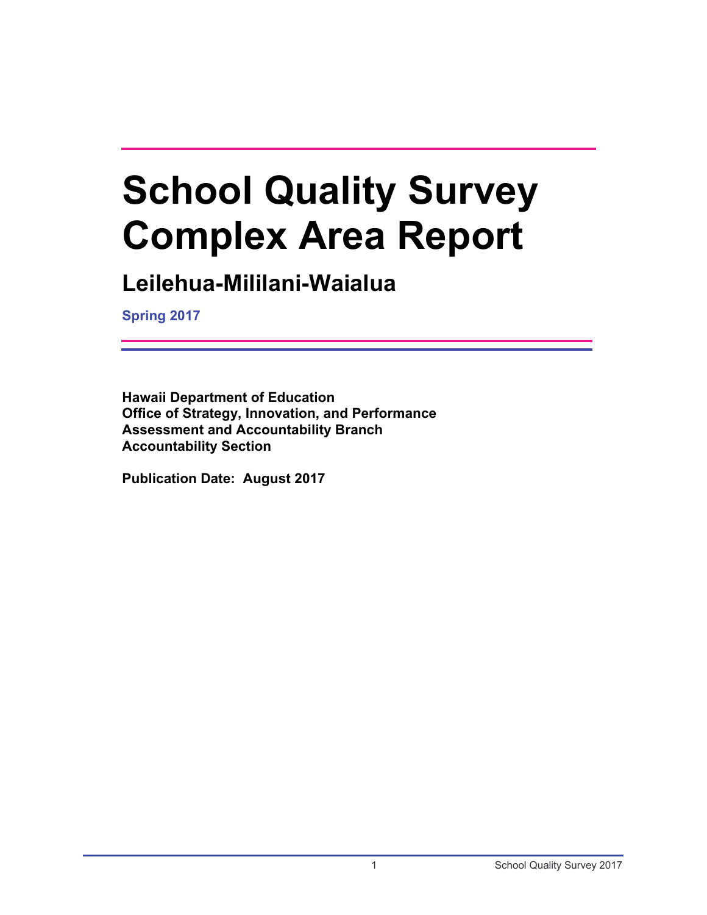# School Quality Survey Complex Area Report

## Leilehua-Mililani-Waialua

**Spring 2017**

**Hawaii Department of Education**
**Office of Strategy, Innovation, and Performance**
**Assessment and Accountability Branch**
**Accountability Section**

**Publication Date: August 2017**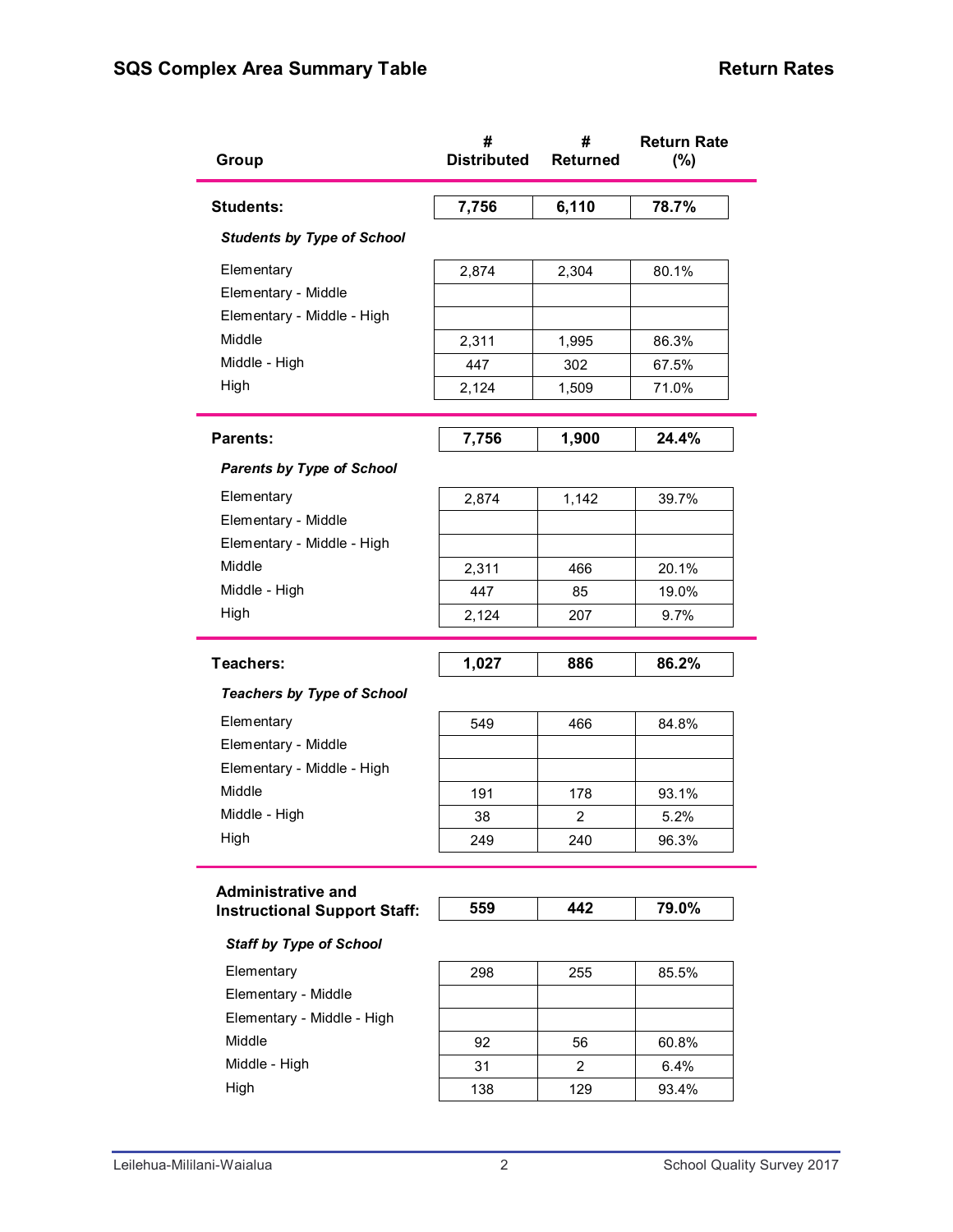## SQS Complex Area Summary Table

## Return Rates

| Group | # Distributed | # Returned | Return Rate (%) |
|---|---|---|---|
| **Students:** | **7,756** | **6,110** | **78.7%** |
| ***Students by Type of School*** | | | |
| Elementary | 2,874 | 2,304 | 80.1% |
| Elementary - Middle | | | |
| Elementary - Middle - High | | | |
| Middle | 2,311 | 1,995 | 86.3% |
| Middle - High | 447 | 302 | 67.5% |
| High | 2,124 | 1,509 | 71.0% |
| **Parents:** | **7,756** | **1,900** | **24.4%** |
| ***Parents by Type of School*** | | | |
| Elementary | 2,874 | 1,142 | 39.7% |
| Elementary - Middle | | | |
| Elementary - Middle - High | | | |
| Middle | 2,311 | 466 | 20.1% |
| Middle - High | 447 | 85 | 19.0% |
| High | 2,124 | 207 | 9.7% |
| **Teachers:** | **1,027** | **886** | **86.2%** |
| ***Teachers by Type of School*** | | | |
| Elementary | 549 | 466 | 84.8% |
| Elementary - Middle | | | |
| Elementary - Middle - High | | | |
| Middle | 191 | 178 | 93.1% |
| Middle - High | 38 | 2 | 5.2% |
| High | 249 | 240 | 96.3% |
| **Administrative and Instructional Support Staff:** | **559** | **442** | **79.0%** |
| ***Staff by Type of School*** | | | |
| Elementary | 298 | 255 | 85.5% |
| Elementary - Middle | | | |
| Elementary - Middle - High | | | |
| Middle | 92 | 56 | 60.8% |
| Middle - High | 31 | 2 | 6.4% |
| High | 138 | 129 | 93.4% |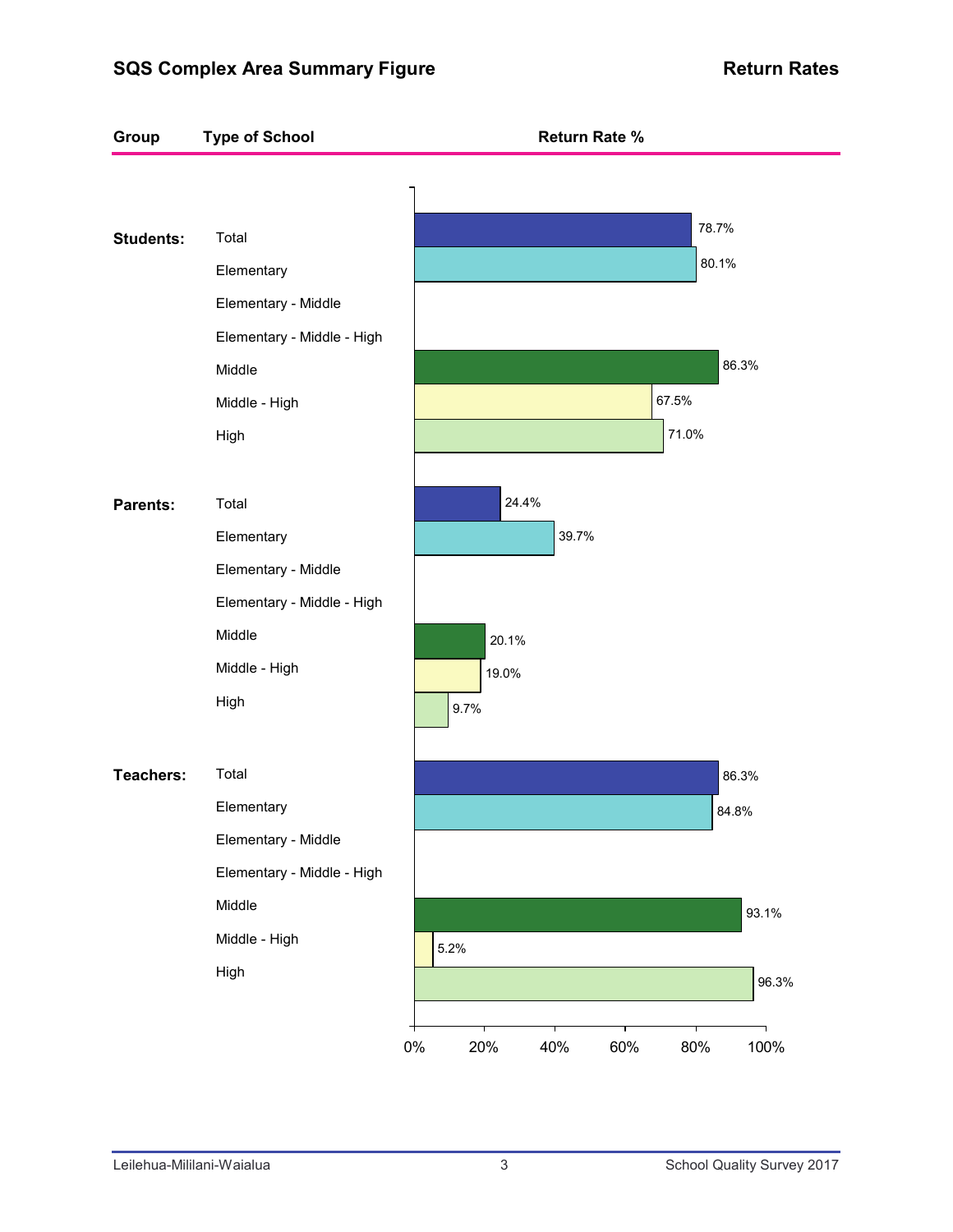## SQS Complex Area Summary Figure

## Return Rates

| Group | Type of School | Return Rate % |
|---|---|---|
| Students: | Total | 78.7% |
| | Elementary | 80.1% |
| | Elementary - Middle | |
| | Elementary - Middle - High | |
| | Middle | 86.3% |
| | Middle - High | 67.5% |
| | High | 71.0% |
| Parents: | Total | 24.4% |
| | Elementary | 39.7% |
| | Elementary - Middle | |
| | Elementary - Middle - High | |
| | Middle | 20.1% |
| | Middle - High | 19.0% |
| | High | 9.7% |
| Teachers: | Total | 86.3% |
| | Elementary | 84.8% |
| | Elementary - Middle | |
| | Elementary - Middle - High | |
| | Middle | 93.1% |
| | Middle - High | 5.2% |
| | High | 96.3% |

Leilehua-Mililani-Waialua

School Quality Survey 2017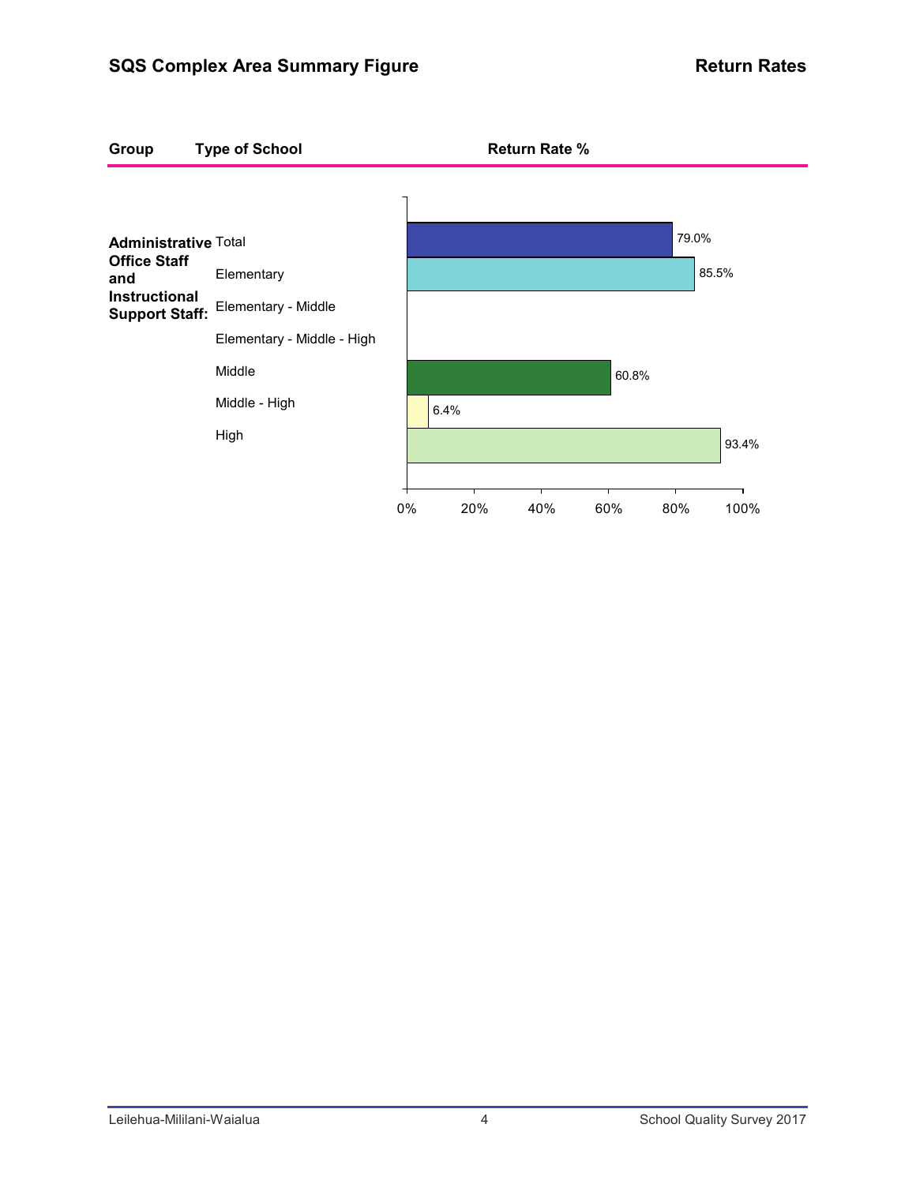## SQS Complex Area Summary Figure

## Return Rates

| Group | Type of School | Return Rate % |
| --- | --- | --- |
| Administrative Office Staff and Instructional Support Staff: | Total | 79.0% |
| | Elementary | 85.5% |
| | Elementary - Middle | |
| | Elementary - Middle - High | |
| | Middle | 60.8% |
| | Middle - High | 6.4% |
| | High | 93.4% |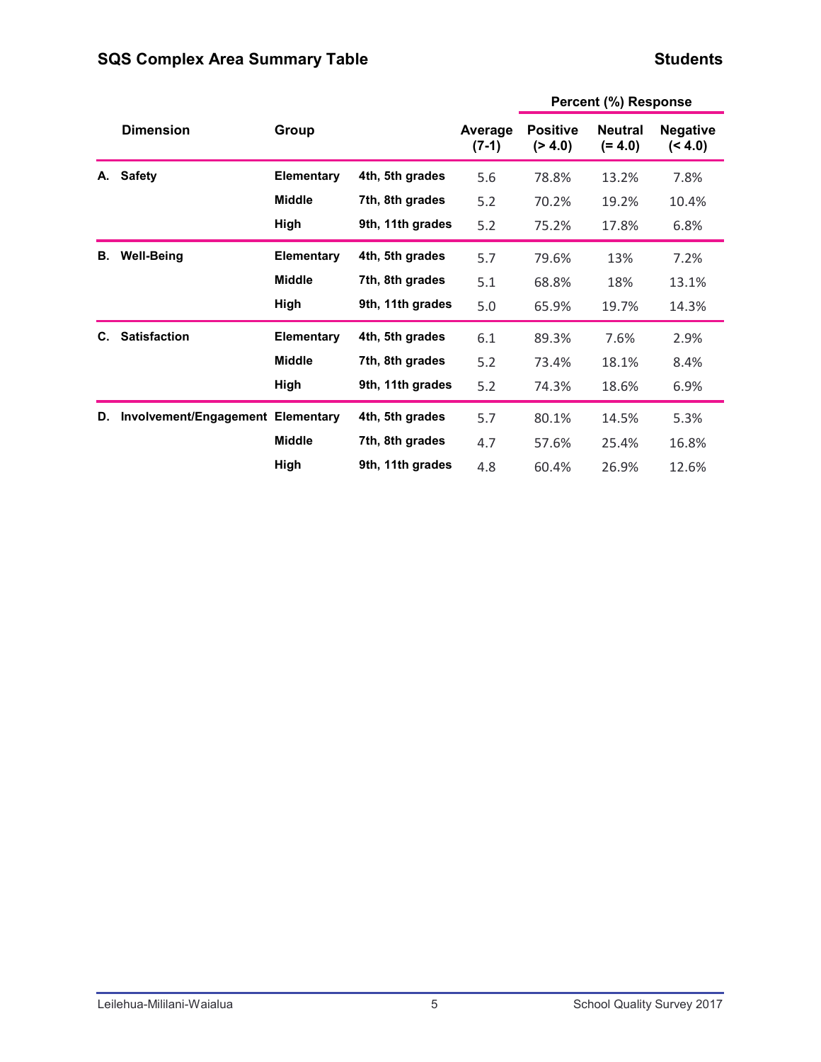## SQS Complex Area Summary Table

**Students**

| Dimension | Group | | Average (7-1) | Percent (%) Response | | |
|---|---|---|---|---|---|---|
| | | | | Positive (> 4.0) | Neutral (= 4.0) | Negative (< 4.0) |
| **A. Safety** | **Elementary** | **4th, 5th grades** | 5.6 | 78.8% | 13.2% | 7.8% |
| | **Middle** | **7th, 8th grades** | 5.2 | 70.2% | 19.2% | 10.4% |
| | **High** | **9th, 11th grades** | 5.2 | 75.2% | 17.8% | 6.8% |
| **B. Well-Being** | **Elementary** | **4th, 5th grades** | 5.7 | 79.6% | 13% | 7.2% |
| | **Middle** | **7th, 8th grades** | 5.1 | 68.8% | 18% | 13.1% |
| | **High** | **9th, 11th grades** | 5.0 | 65.9% | 19.7% | 14.3% |
| **C. Satisfaction** | **Elementary** | **4th, 5th grades** | 6.1 | 89.3% | 7.6% | 2.9% |
| | **Middle** | **7th, 8th grades** | 5.2 | 73.4% | 18.1% | 8.4% |
| | **High** | **9th, 11th grades** | 5.2 | 74.3% | 18.6% | 6.9% |
| **D. Involvement/Engagement** | **Elementary** | **4th, 5th grades** | 5.7 | 80.1% | 14.5% | 5.3% |
| | **Middle** | **7th, 8th grades** | 4.7 | 57.6% | 25.4% | 16.8% |
| | **High** | **9th, 11th grades** | 4.8 | 60.4% | 26.9% | 12.6% |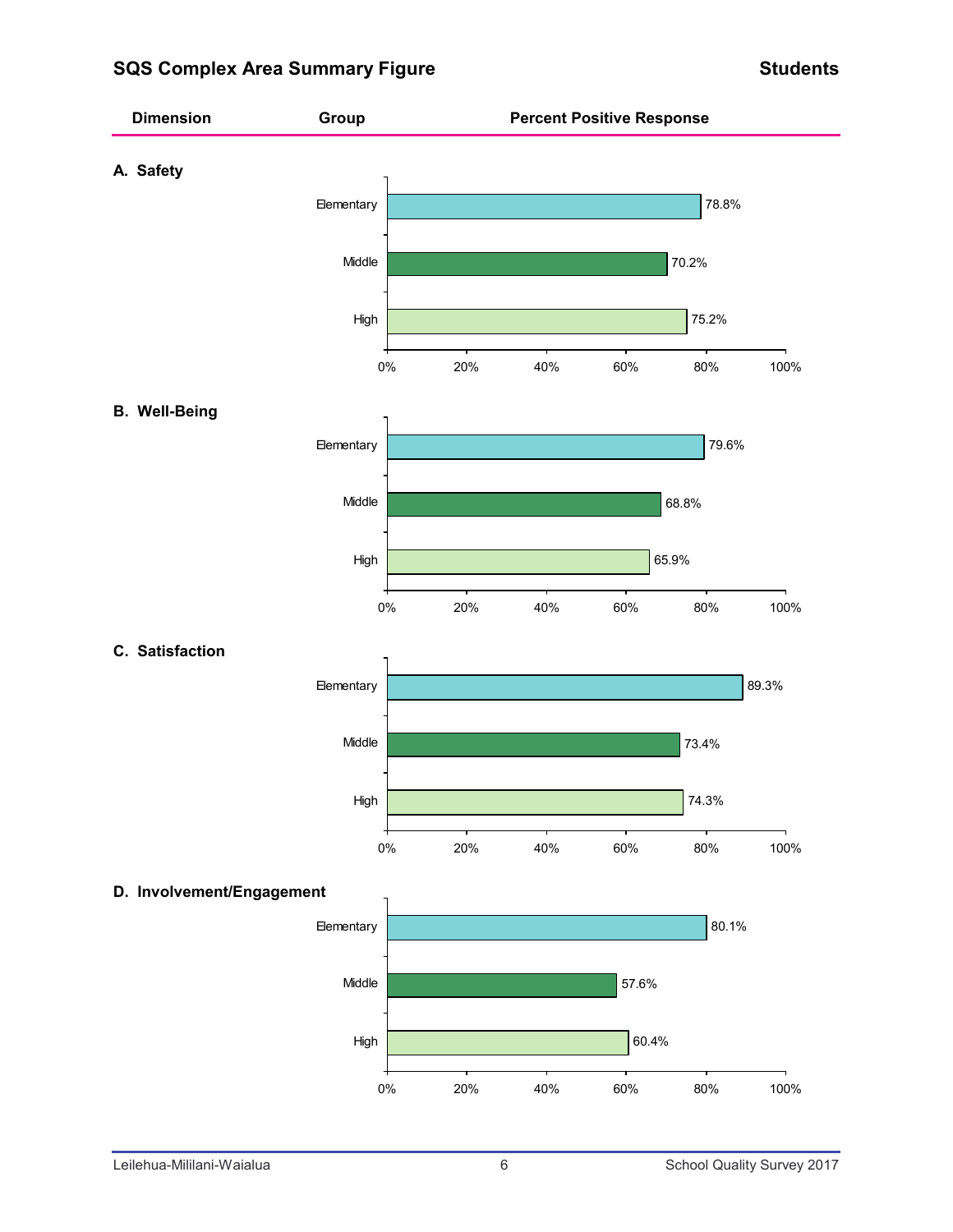## SQS Complex Area Summary Figure

**Students**

| Dimension | Group | Percent Positive Response |
|---|---|---|
| **A. Safety** | Elementary | 78.8% |
| | Middle | 70.2% |
| | High | 75.2% |
| **B. Well-Being** | Elementary | 79.6% |
| | Middle | 68.8% |
| | High | 65.9% |
| **C. Satisfaction** | Elementary | 89.3% |
| | Middle | 73.4% |
| | High | 74.3% |
| **D. Involvement/Engagement** | Elementary | 80.1% |
| | Middle | 57.6% |
| | High | 60.4% |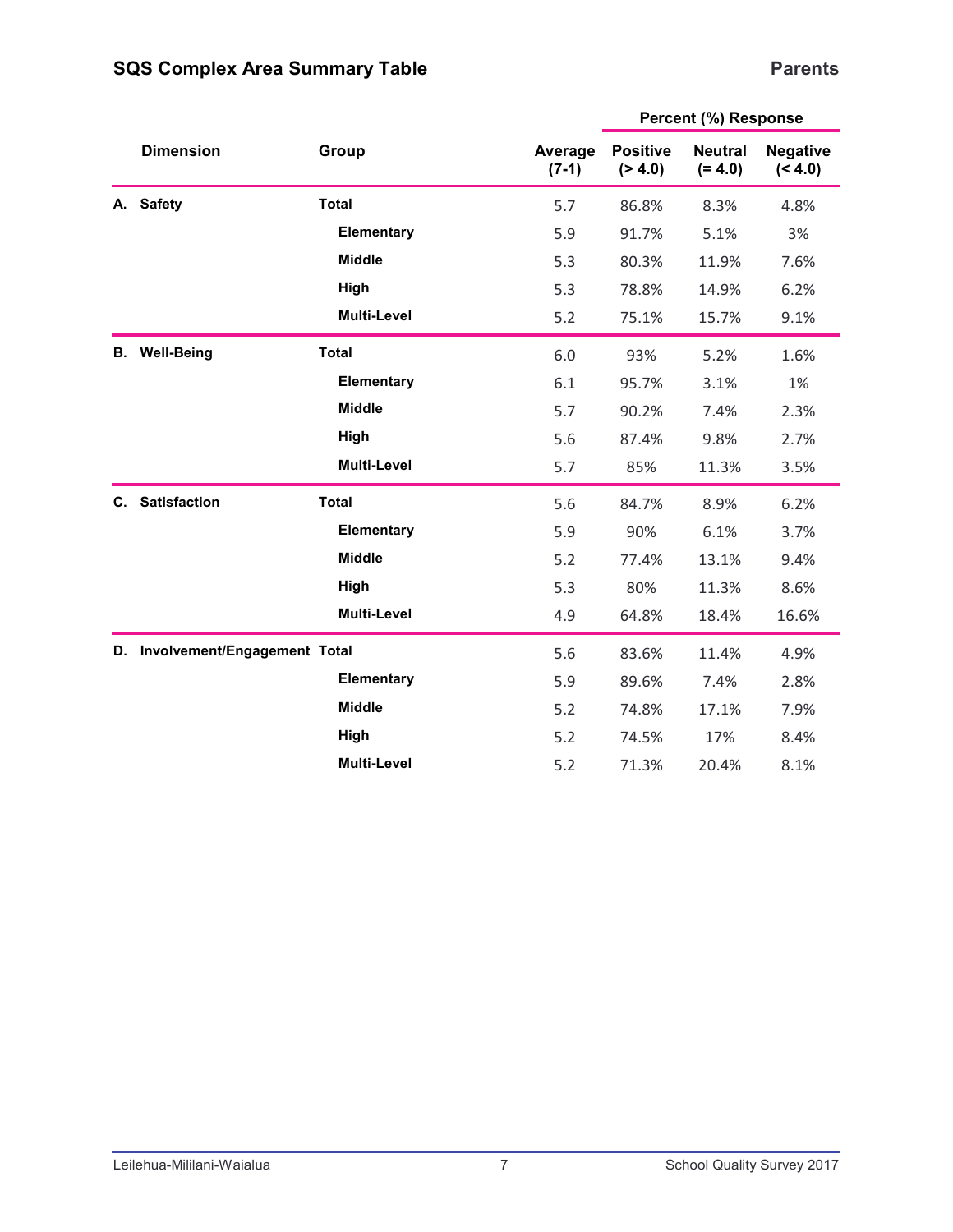## SQS Complex Area Summary Table

**Parents**

| Dimension | Group | Average (7-1) | Percent (%) Response | | |
|---|---|---|---|---|---|
| | | | Positive (> 4.0) | Neutral (= 4.0) | Negative (< 4.0) |
| **A. Safety** | **Total** | 5.7 | 86.8% | 8.3% | 4.8% |
| | **Elementary** | 5.9 | 91.7% | 5.1% | 3% |
| | **Middle** | 5.3 | 80.3% | 11.9% | 7.6% |
| | **High** | 5.3 | 78.8% | 14.9% | 6.2% |
| | **Multi-Level** | 5.2 | 75.1% | 15.7% | 9.1% |
| **B. Well-Being** | **Total** | 6.0 | 93% | 5.2% | 1.6% |
| | **Elementary** | 6.1 | 95.7% | 3.1% | 1% |
| | **Middle** | 5.7 | 90.2% | 7.4% | 2.3% |
| | **High** | 5.6 | 87.4% | 9.8% | 2.7% |
| | **Multi-Level** | 5.7 | 85% | 11.3% | 3.5% |
| **C. Satisfaction** | **Total** | 5.6 | 84.7% | 8.9% | 6.2% |
| | **Elementary** | 5.9 | 90% | 6.1% | 3.7% |
| | **Middle** | 5.2 | 77.4% | 13.1% | 9.4% |
| | **High** | 5.3 | 80% | 11.3% | 8.6% |
| | **Multi-Level** | 4.9 | 64.8% | 18.4% | 16.6% |
| **D. Involvement/Engagement** | **Total** | 5.6 | 83.6% | 11.4% | 4.9% |
| | **Elementary** | 5.9 | 89.6% | 7.4% | 2.8% |
| | **Middle** | 5.2 | 74.8% | 17.1% | 7.9% |
| | **High** | 5.2 | 74.5% | 17% | 8.4% |
| | **Multi-Level** | 5.2 | 71.3% | 20.4% | 8.1% |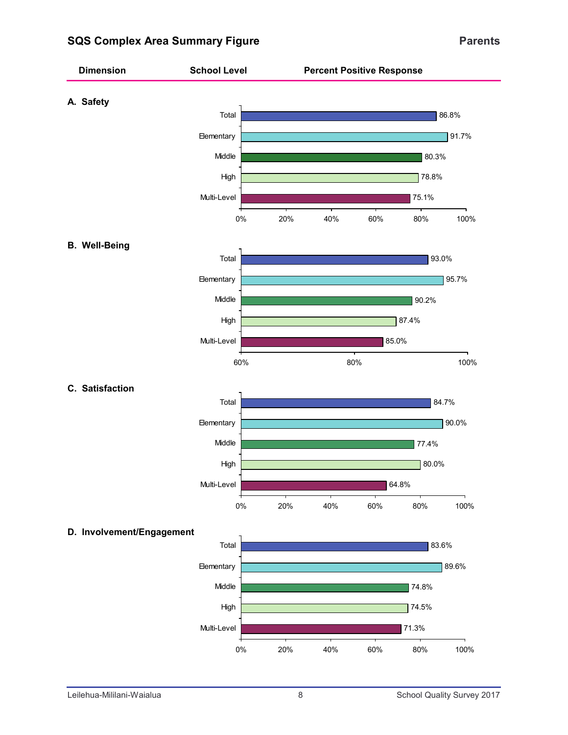## SQS Complex Area Summary Figure

**Parents**

| Dimension | School Level | Percent Positive Response |
|---|---|---|
| **A. Safety** | Total | 86.8% |
| | Elementary | 91.7% |
| | Middle | 80.3% |
| | High | 78.8% |
| | Multi-Level | 75.1% |
| **B. Well-Being** | Total | 93.0% |
| | Elementary | 95.7% |
| | Middle | 90.2% |
| | High | 87.4% |
| | Multi-Level | 85.0% |
| **C. Satisfaction** | Total | 84.7% |
| | Elementary | 90.0% |
| | Middle | 77.4% |
| | High | 80.0% |
| | Multi-Level | 64.8% |
| **D. Involvement/Engagement** | Total | 83.6% |
| | Elementary | 89.6% |
| | Middle | 74.8% |
| | High | 74.5% |
| | Multi-Level | 71.3% |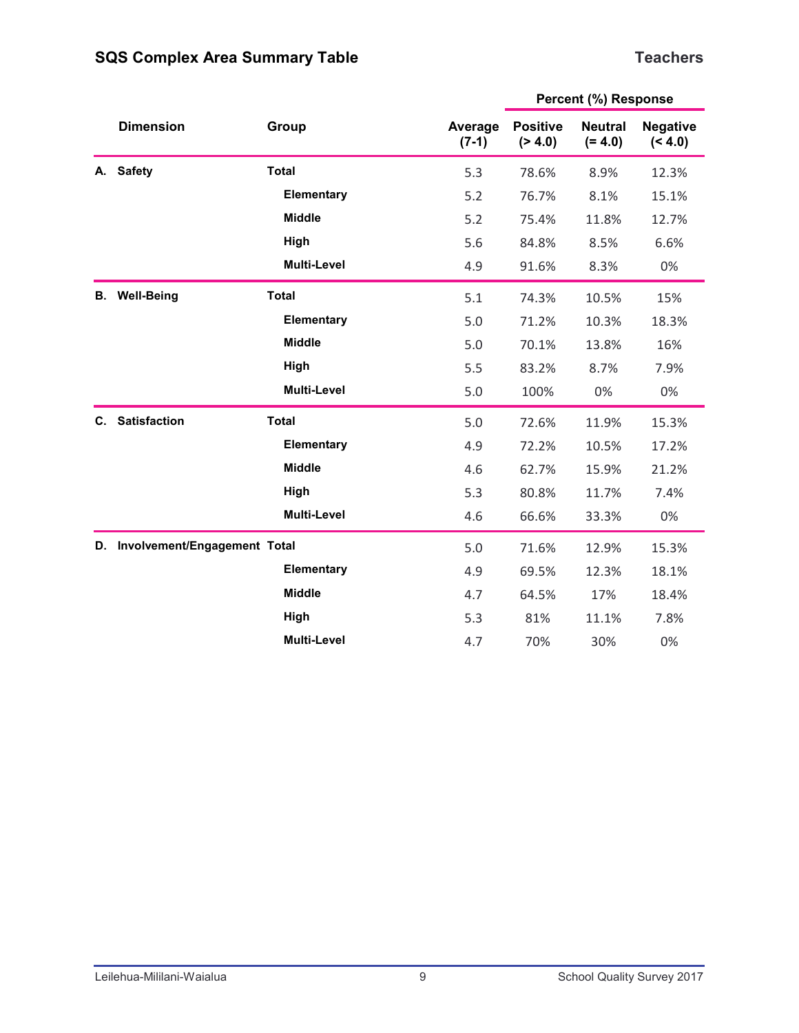## SQS Complex Area Summary Table

**Teachers**

| Dimension | Group | Average (7-1) | Percent (%) Response | | |
|---|---|---|---|---|---|
| | | | Positive (> 4.0) | Neutral (= 4.0) | Negative (< 4.0) |
| **A. Safety** | **Total** | 5.3 | 78.6% | 8.9% | 12.3% |
| | **Elementary** | 5.2 | 76.7% | 8.1% | 15.1% |
| | **Middle** | 5.2 | 75.4% | 11.8% | 12.7% |
| | **High** | 5.6 | 84.8% | 8.5% | 6.6% |
| | **Multi-Level** | 4.9 | 91.6% | 8.3% | 0% |
| **B. Well-Being** | **Total** | 5.1 | 74.3% | 10.5% | 15% |
| | **Elementary** | 5.0 | 71.2% | 10.3% | 18.3% |
| | **Middle** | 5.0 | 70.1% | 13.8% | 16% |
| | **High** | 5.5 | 83.2% | 8.7% | 7.9% |
| | **Multi-Level** | 5.0 | 100% | 0% | 0% |
| **C. Satisfaction** | **Total** | 5.0 | 72.6% | 11.9% | 15.3% |
| | **Elementary** | 4.9 | 72.2% | 10.5% | 17.2% |
| | **Middle** | 4.6 | 62.7% | 15.9% | 21.2% |
| | **High** | 5.3 | 80.8% | 11.7% | 7.4% |
| | **Multi-Level** | 4.6 | 66.6% | 33.3% | 0% |
| **D. Involvement/Engagement** | **Total** | 5.0 | 71.6% | 12.9% | 15.3% |
| | **Elementary** | 4.9 | 69.5% | 12.3% | 18.1% |
| | **Middle** | 4.7 | 64.5% | 17% | 18.4% |
| | **High** | 5.3 | 81% | 11.1% | 7.8% |
| | **Multi-Level** | 4.7 | 70% | 30% | 0% |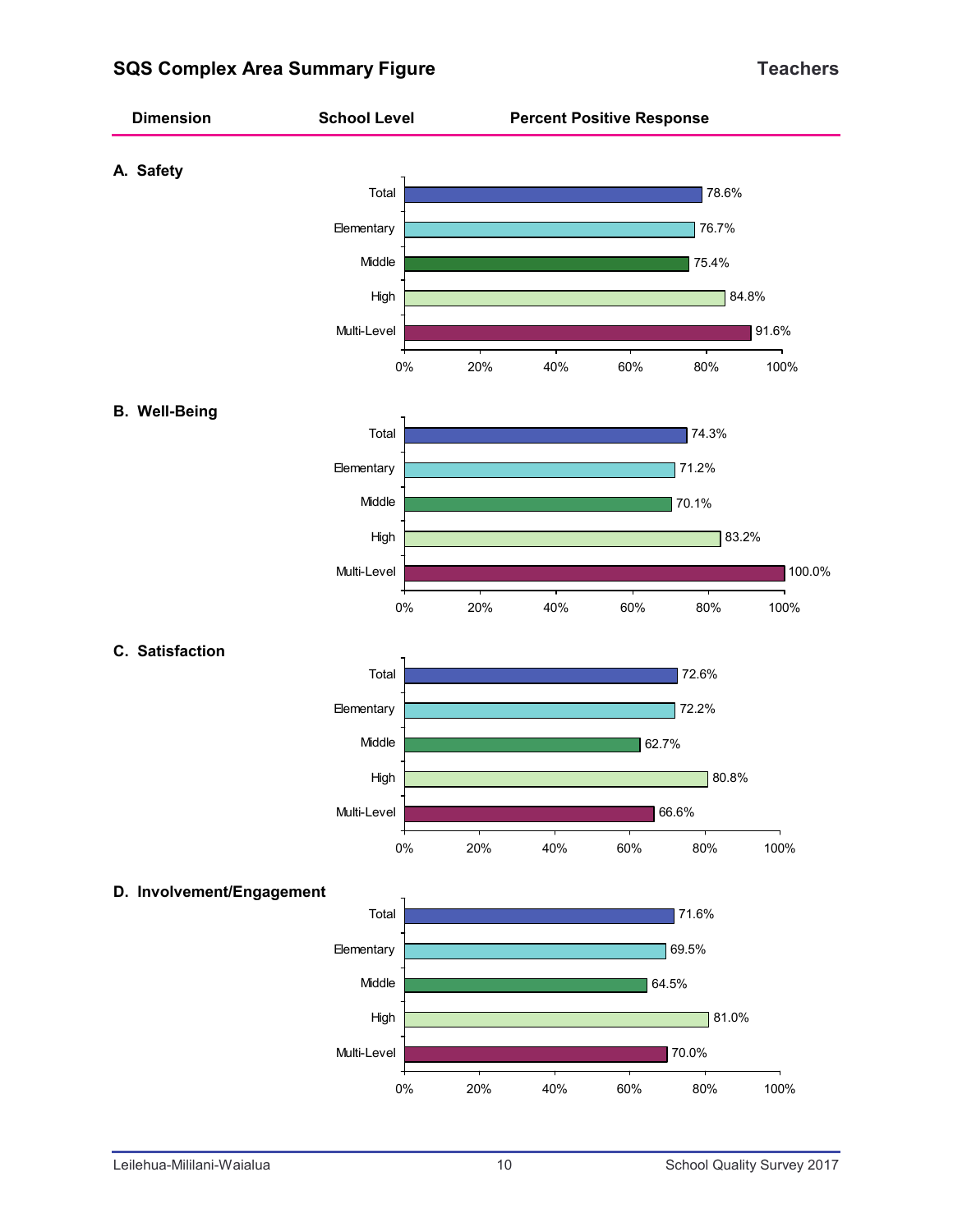## SQS Complex Area Summary Figure

**Teachers**

| Dimension | School Level | Percent Positive Response |
|---|---|---|
| **A. Safety** | Total | 78.6% |
| | Elementary | 76.7% |
| | Middle | 75.4% |
| | High | 84.8% |
| | Multi-Level | 91.6% |
| **B. Well-Being** | Total | 74.3% |
| | Elementary | 71.2% |
| | Middle | 70.1% |
| | High | 83.2% |
| | Multi-Level | 100.0% |
| **C. Satisfaction** | Total | 72.6% |
| | Elementary | 72.2% |
| | Middle | 62.7% |
| | High | 80.8% |
| | Multi-Level | 66.6% |
| **D. Involvement/Engagement** | Total | 71.6% |
| | Elementary | 69.5% |
| | Middle | 64.5% |
| | High | 81.0% |
| | Multi-Level | 70.0% |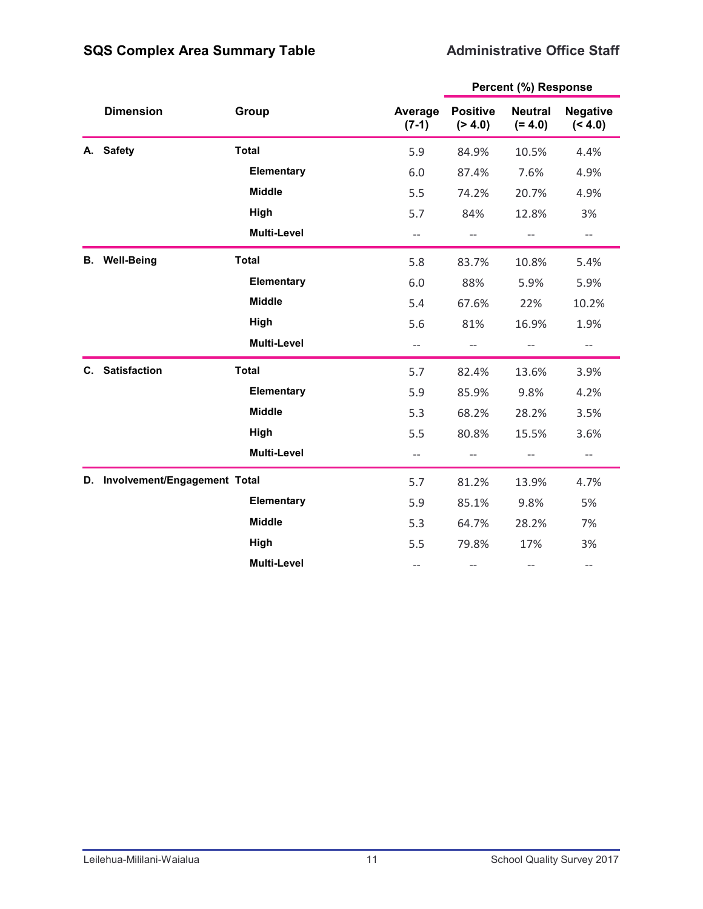## SQS Complex Area Summary Table

## Administrative Office Staff

| Dimension | Group | Average (7-1) | Percent (%) Response | | |
|---|---|---|---|---|---|
| | | | Positive (> 4.0) | Neutral (= 4.0) | Negative (< 4.0) |
| A. Safety | Total | 5.9 | 84.9% | 10.5% | 4.4% |
| | Elementary | 6.0 | 87.4% | 7.6% | 4.9% |
| | Middle | 5.5 | 74.2% | 20.7% | 4.9% |
| | High | 5.7 | 84% | 12.8% | 3% |
| | Multi-Level | -- | -- | -- | -- |
| B. Well-Being | Total | 5.8 | 83.7% | 10.8% | 5.4% |
| | Elementary | 6.0 | 88% | 5.9% | 5.9% |
| | Middle | 5.4 | 67.6% | 22% | 10.2% |
| | High | 5.6 | 81% | 16.9% | 1.9% |
| | Multi-Level | -- | -- | -- | -- |
| C. Satisfaction | Total | 5.7 | 82.4% | 13.6% | 3.9% |
| | Elementary | 5.9 | 85.9% | 9.8% | 4.2% |
| | Middle | 5.3 | 68.2% | 28.2% | 3.5% |
| | High | 5.5 | 80.8% | 15.5% | 3.6% |
| | Multi-Level | -- | -- | -- | -- |
| D. Involvement/Engagement | Total | 5.7 | 81.2% | 13.9% | 4.7% |
| | Elementary | 5.9 | 85.1% | 9.8% | 5% |
| | Middle | 5.3 | 64.7% | 28.2% | 7% |
| | High | 5.5 | 79.8% | 17% | 3% |
| | Multi-Level | -- | -- | -- | -- |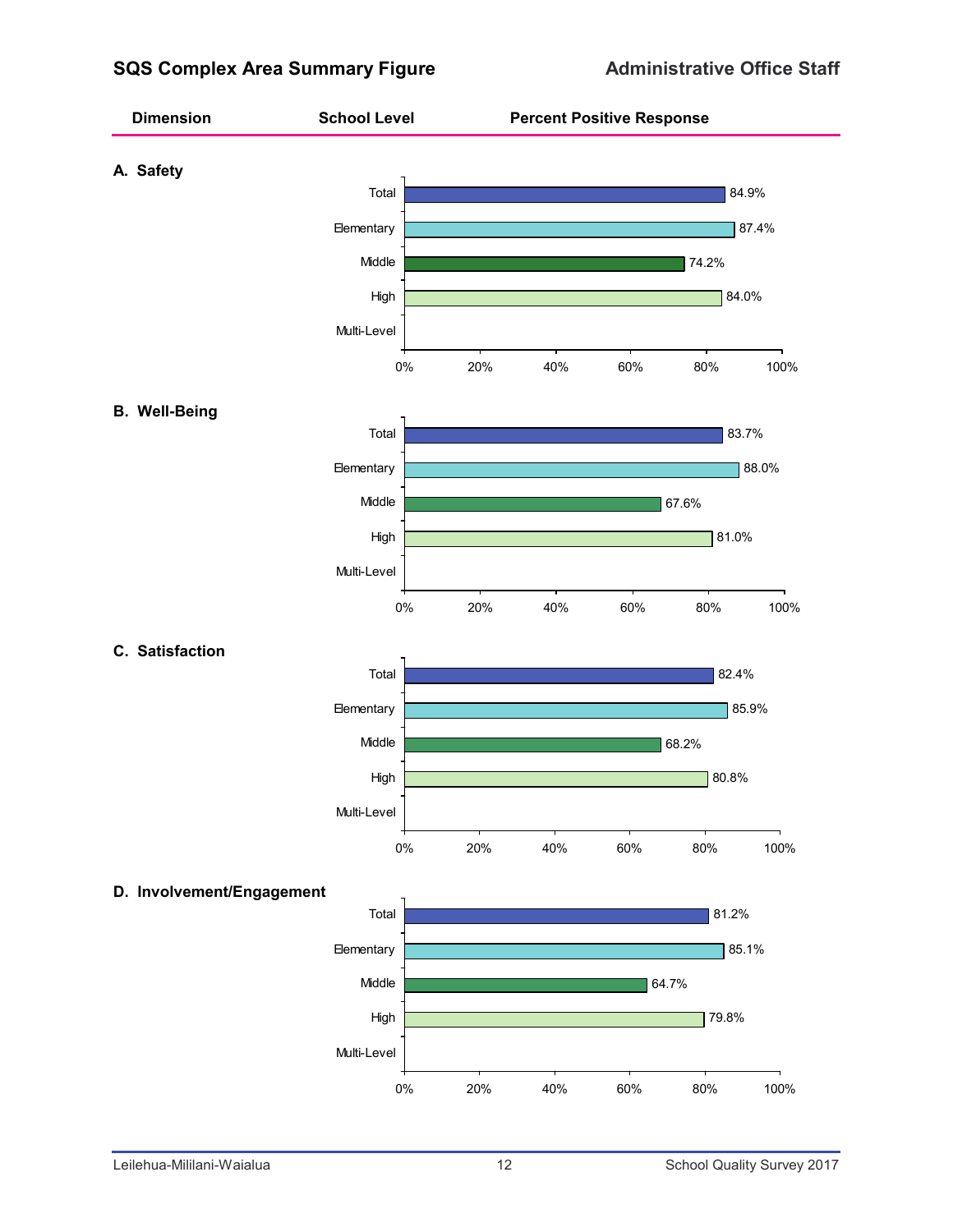## SQS Complex Area Summary Figure

**Administrative Office Staff**

| Dimension | School Level | Percent Positive Response |
|---|---|---|
| **A. Safety** | Total | 84.9% |
| | Elementary | 87.4% |
| | Middle | 74.2% |
| | High | 84.0% |
| | Multi-Level | |
| **B. Well-Being** | Total | 83.7% |
| | Elementary | 88.0% |
| | Middle | 67.6% |
| | High | 81.0% |
| | Multi-Level | |
| **C. Satisfaction** | Total | 82.4% |
| | Elementary | 85.9% |
| | Middle | 68.2% |
| | High | 80.8% |
| | Multi-Level | |
| **D. Involvement/Engagement** | Total | 81.2% |
| | Elementary | 85.1% |
| | Middle | 64.7% |
| | High | 79.8% |
| | Multi-Level | |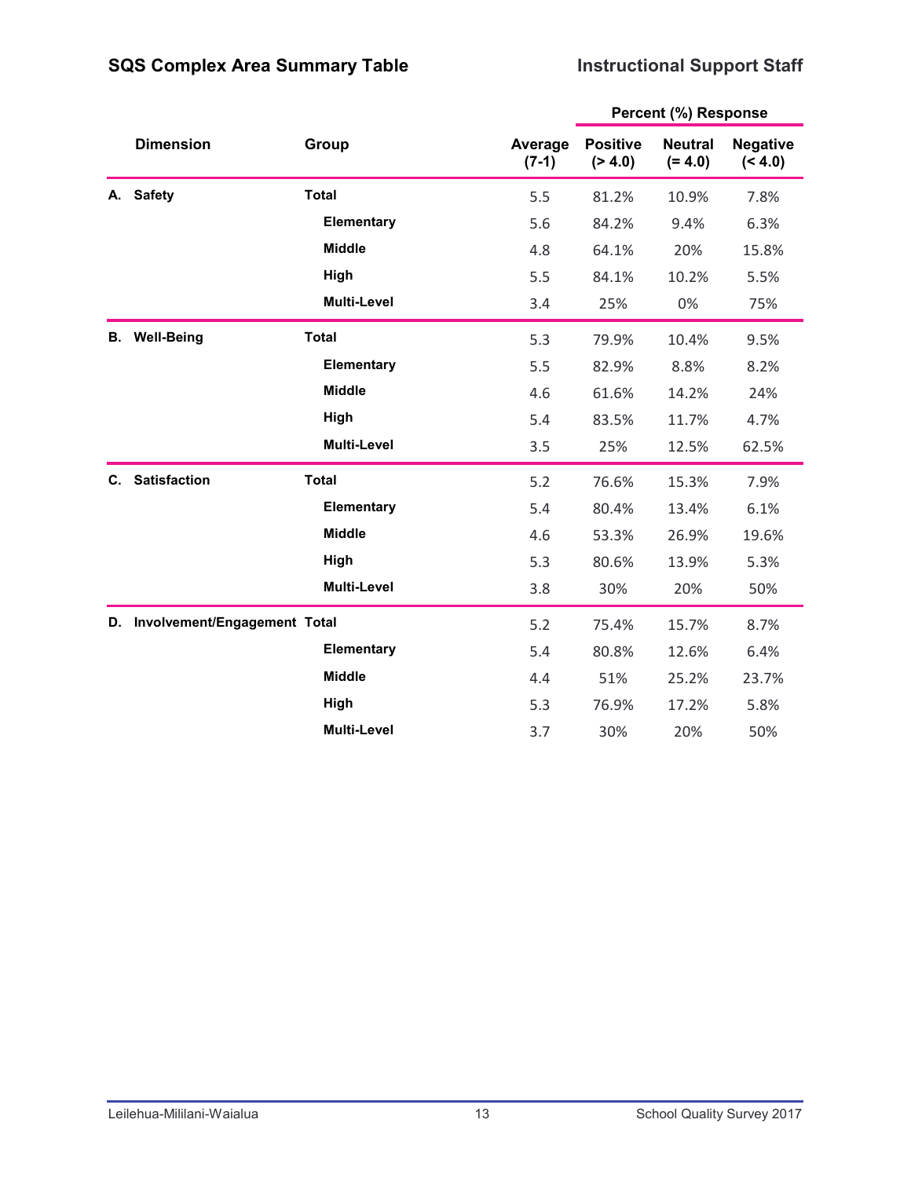## SQS Complex Area Summary Table

## Instructional Support Staff

| Dimension | Group | Average (7-1) | Percent (%) Response Positive (> 4.0) | Neutral (= 4.0) | Negative (< 4.0) |
|---|---|---|---|---|---|
| **A. Safety** | **Total** | 5.5 | 81.2% | 10.9% | 7.8% |
| | **Elementary** | 5.6 | 84.2% | 9.4% | 6.3% |
| | **Middle** | 4.8 | 64.1% | 20% | 15.8% |
| | **High** | 5.5 | 84.1% | 10.2% | 5.5% |
| | **Multi-Level** | 3.4 | 25% | 0% | 75% |
| **B. Well-Being** | **Total** | 5.3 | 79.9% | 10.4% | 9.5% |
| | **Elementary** | 5.5 | 82.9% | 8.8% | 8.2% |
| | **Middle** | 4.6 | 61.6% | 14.2% | 24% |
| | **High** | 5.4 | 83.5% | 11.7% | 4.7% |
| | **Multi-Level** | 3.5 | 25% | 12.5% | 62.5% |
| **C. Satisfaction** | **Total** | 5.2 | 76.6% | 15.3% | 7.9% |
| | **Elementary** | 5.4 | 80.4% | 13.4% | 6.1% |
| | **Middle** | 4.6 | 53.3% | 26.9% | 19.6% |
| | **High** | 5.3 | 80.6% | 13.9% | 5.3% |
| | **Multi-Level** | 3.8 | 30% | 20% | 50% |
| **D. Involvement/Engagement** | **Total** | 5.2 | 75.4% | 15.7% | 8.7% |
| | **Elementary** | 5.4 | 80.8% | 12.6% | 6.4% |
| | **Middle** | 4.4 | 51% | 25.2% | 23.7% |
| | **High** | 5.3 | 76.9% | 17.2% | 5.8% |
| | **Multi-Level** | 3.7 | 30% | 20% | 50% |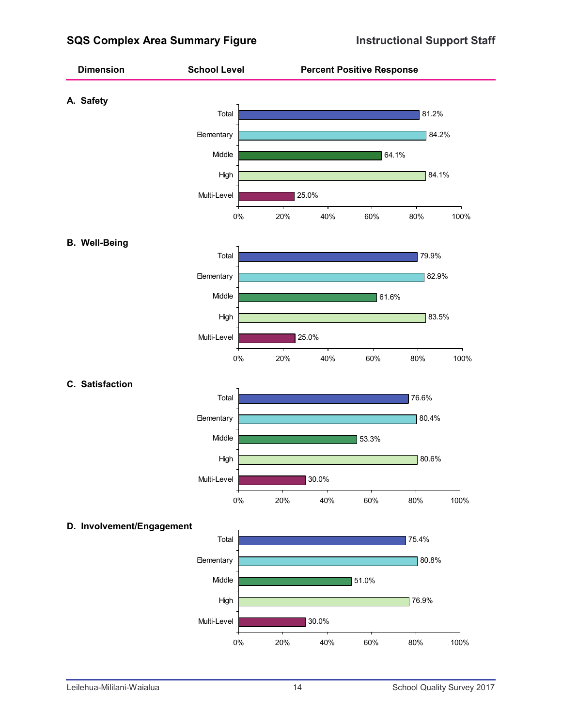## SQS Complex Area Summary Figure

**Instructional Support Staff**

| Dimension | School Level | Percent Positive Response |
|---|---|---|
| **A. Safety** | Total | 81.2% |
| | Elementary | 84.2% |
| | Middle | 64.1% |
| | High | 84.1% |
| | Multi-Level | 25.0% |
| **B. Well-Being** | Total | 79.9% |
| | Elementary | 82.9% |
| | Middle | 61.6% |
| | High | 83.5% |
| | Multi-Level | 25.0% |
| **C. Satisfaction** | Total | 76.6% |
| | Elementary | 80.4% |
| | Middle | 53.3% |
| | High | 80.6% |
| | Multi-Level | 30.0% |
| **D. Involvement/Engagement** | Total | 75.4% |
| | Elementary | 80.8% |
| | Middle | 51.0% |
| | High | 76.9% |
| | Multi-Level | 30.0% |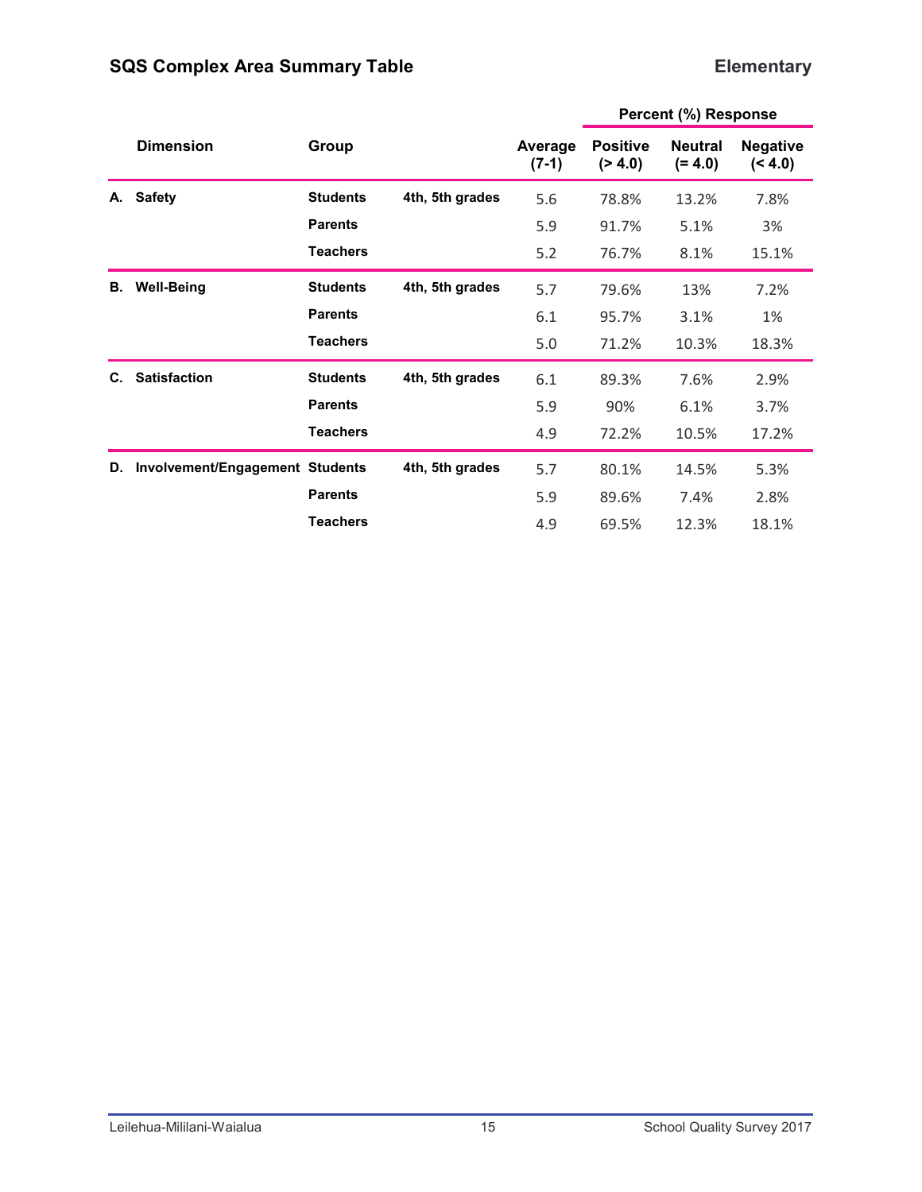## SQS Complex Area Summary Table

**Elementary**

| Dimension | Group | | Average (7-1) | Percent (%) Response | | |
|---|---|---|---|---|---|---|
| | | | | Positive (> 4.0) | Neutral (= 4.0) | Negative (< 4.0) |
| **A. Safety** | **Students** | **4th, 5th grades** | 5.6 | 78.8% | 13.2% | 7.8% |
| | **Parents** | | 5.9 | 91.7% | 5.1% | 3% |
| | **Teachers** | | 5.2 | 76.7% | 8.1% | 15.1% |
| **B. Well-Being** | **Students** | **4th, 5th grades** | 5.7 | 79.6% | 13% | 7.2% |
| | **Parents** | | 6.1 | 95.7% | 3.1% | 1% |
| | **Teachers** | | 5.0 | 71.2% | 10.3% | 18.3% |
| **C. Satisfaction** | **Students** | **4th, 5th grades** | 6.1 | 89.3% | 7.6% | 2.9% |
| | **Parents** | | 5.9 | 90% | 6.1% | 3.7% |
| | **Teachers** | | 4.9 | 72.2% | 10.5% | 17.2% |
| **D. Involvement/Engagement** | **Students** | **4th, 5th grades** | 5.7 | 80.1% | 14.5% | 5.3% |
| | **Parents** | | 5.9 | 89.6% | 7.4% | 2.8% |
| | **Teachers** | | 4.9 | 69.5% | 12.3% | 18.1% |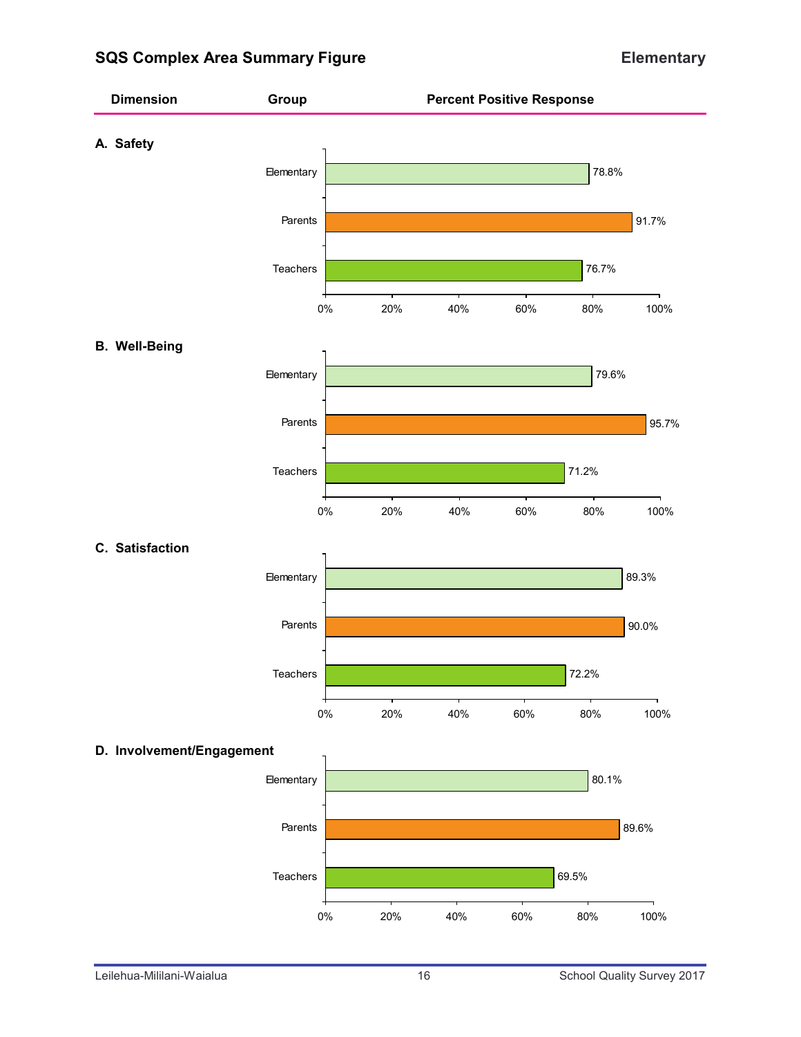## SQS Complex Area Summary Figure

**Elementary**

| Dimension | Group | Percent Positive Response |
|---|---|---|
| **A. Safety** | Elementary | 78.8% |
| | Parents | 91.7% |
| | Teachers | 76.7% |
| **B. Well-Being** | Elementary | 79.6% |
| | Parents | 95.7% |
| | Teachers | 71.2% |
| **C. Satisfaction** | Elementary | 89.3% |
| | Parents | 90.0% |
| | Teachers | 72.2% |
| **D. Involvement/Engagement** | Elementary | 80.1% |
| | Parents | 89.6% |
| | Teachers | 69.5% |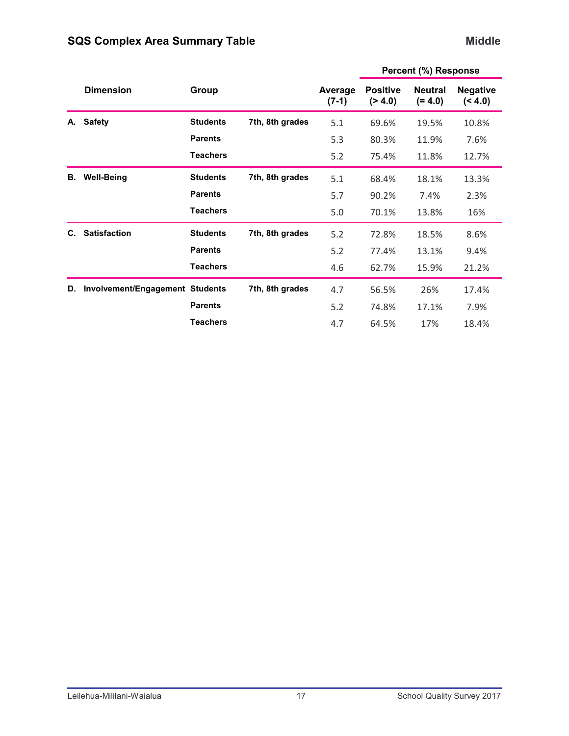## SQS Complex Area Summary Table

**Middle**

| Dimension | Group | | Average (7-1) | Percent (%) Response | | |
|---|---|---|---|---|---|---|
| | | | | Positive (> 4.0) | Neutral (= 4.0) | Negative (< 4.0) |
| **A. Safety** | **Students** | **7th, 8th grades** | 5.1 | 69.6% | 19.5% | 10.8% |
| | **Parents** | | 5.3 | 80.3% | 11.9% | 7.6% |
| | **Teachers** | | 5.2 | 75.4% | 11.8% | 12.7% |
| **B. Well-Being** | **Students** | **7th, 8th grades** | 5.1 | 68.4% | 18.1% | 13.3% |
| | **Parents** | | 5.7 | 90.2% | 7.4% | 2.3% |
| | **Teachers** | | 5.0 | 70.1% | 13.8% | 16% |
| **C. Satisfaction** | **Students** | **7th, 8th grades** | 5.2 | 72.8% | 18.5% | 8.6% |
| | **Parents** | | 5.2 | 77.4% | 13.1% | 9.4% |
| | **Teachers** | | 4.6 | 62.7% | 15.9% | 21.2% |
| **D. Involvement/Engagement** | **Students** | **7th, 8th grades** | 4.7 | 56.5% | 26% | 17.4% |
| | **Parents** | | 5.2 | 74.8% | 17.1% | 7.9% |
| | **Teachers** | | 4.7 | 64.5% | 17% | 18.4% |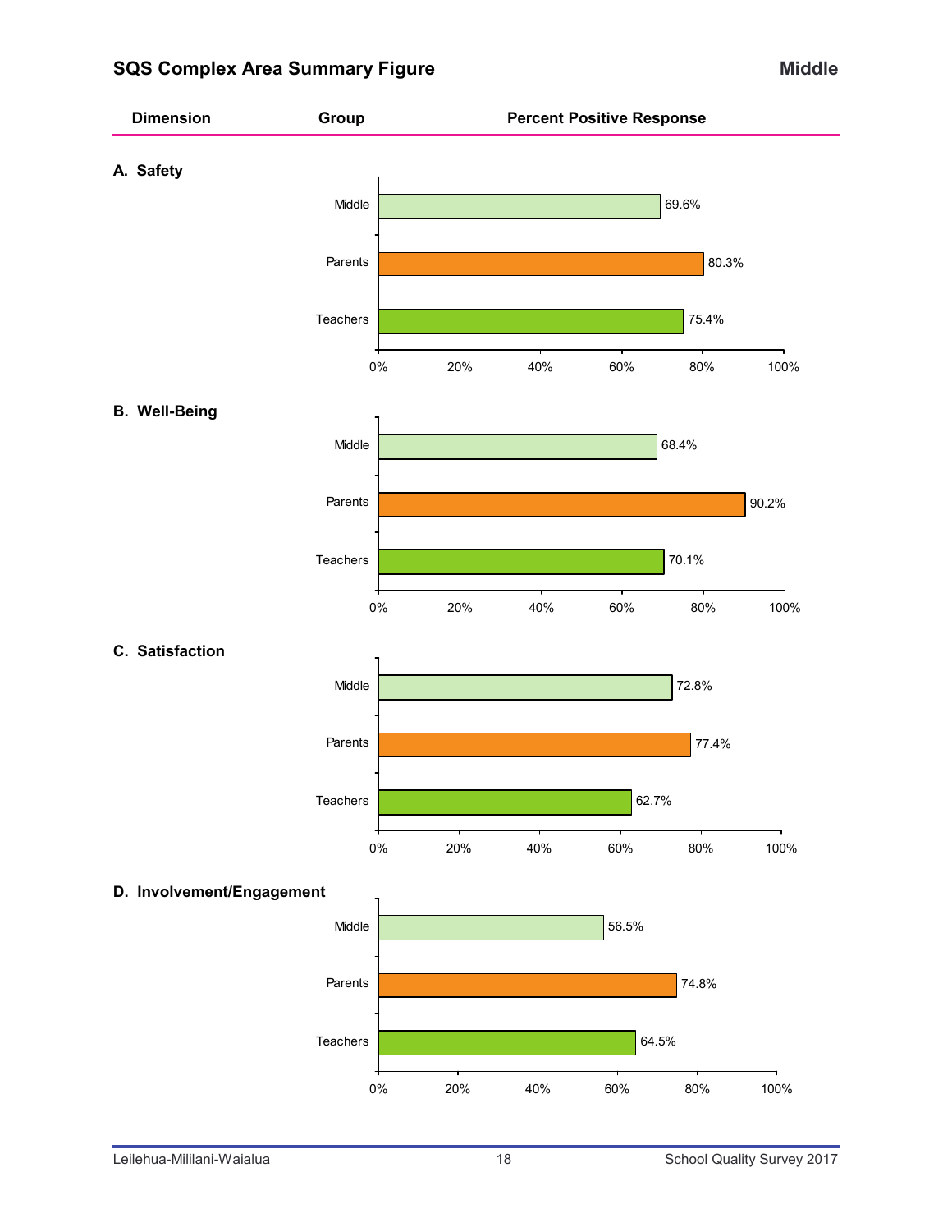## SQS Complex Area Summary Figure

**Middle**

| Dimension | Group | Percent Positive Response |
|---|---|---|
| **A. Safety** | Middle | 69.6% |
| | Parents | 80.3% |
| | Teachers | 75.4% |
| **B. Well-Being** | Middle | 68.4% |
| | Parents | 90.2% |
| | Teachers | 70.1% |
| **C. Satisfaction** | Middle | 72.8% |
| | Parents | 77.4% |
| | Teachers | 62.7% |
| **D. Involvement/Engagement** | Middle | 56.5% |
| | Parents | 74.8% |
| | Teachers | 64.5% |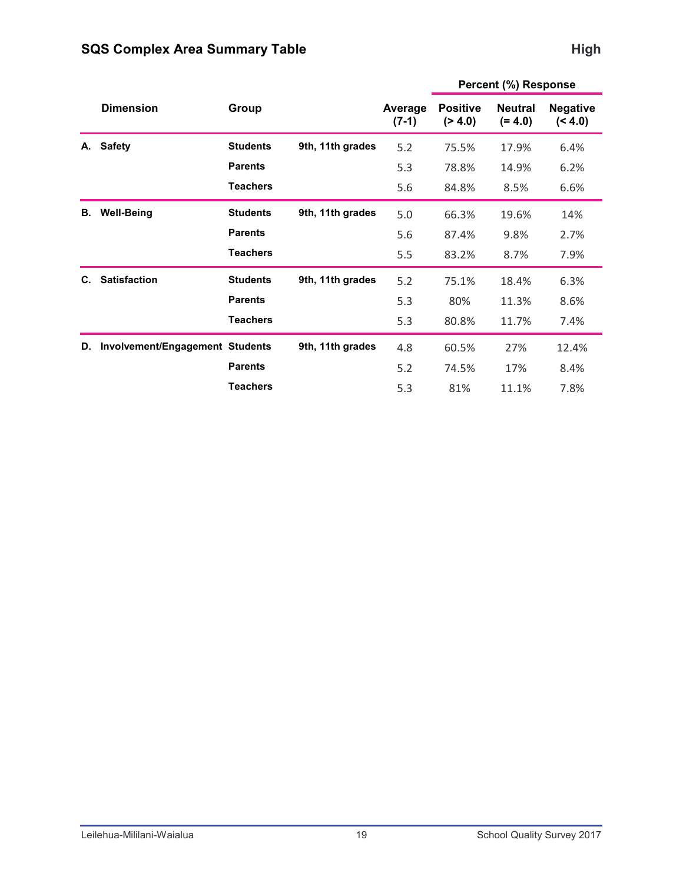## SQS Complex Area Summary Table

**High**

| Dimension | Group | | Average (7-1) | Percent (%) Response Positive (> 4.0) | Neutral (= 4.0) | Negative (< 4.0) |
|---|---|---|---|---|---|---|
| **A. Safety** | **Students** | **9th, 11th grades** | 5.2 | 75.5% | 17.9% | 6.4% |
| | **Parents** | | 5.3 | 78.8% | 14.9% | 6.2% |
| | **Teachers** | | 5.6 | 84.8% | 8.5% | 6.6% |
| **B. Well-Being** | **Students** | **9th, 11th grades** | 5.0 | 66.3% | 19.6% | 14% |
| | **Parents** | | 5.6 | 87.4% | 9.8% | 2.7% |
| | **Teachers** | | 5.5 | 83.2% | 8.7% | 7.9% |
| **C. Satisfaction** | **Students** | **9th, 11th grades** | 5.2 | 75.1% | 18.4% | 6.3% |
| | **Parents** | | 5.3 | 80% | 11.3% | 8.6% |
| | **Teachers** | | 5.3 | 80.8% | 11.7% | 7.4% |
| **D. Involvement/Engagement** | **Students** | **9th, 11th grades** | 4.8 | 60.5% | 27% | 12.4% |
| | **Parents** | | 5.2 | 74.5% | 17% | 8.4% |
| | **Teachers** | | 5.3 | 81% | 11.1% | 7.8% |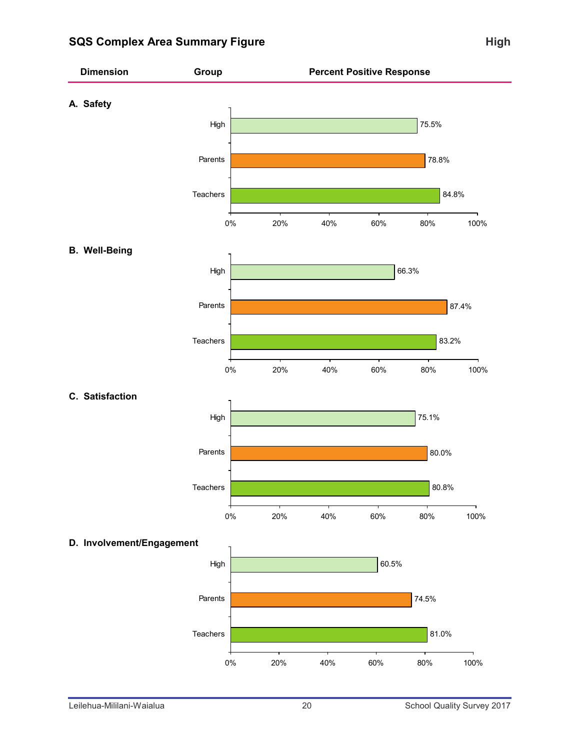## SQS Complex Area Summary Figure

**High**

| Dimension | Group | Percent Positive Response |
|---|---|---|
| **A. Safety** | High | 75.5% |
| | Parents | 78.8% |
| | Teachers | 84.8% |
| **B. Well-Being** | High | 66.3% |
| | Parents | 87.4% |
| | Teachers | 83.2% |
| **C. Satisfaction** | High | 75.1% |
| | Parents | 80.0% |
| | Teachers | 80.8% |
| **D. Involvement/Engagement** | High | 60.5% |
| | Parents | 74.5% |
| | Teachers | 81.0% |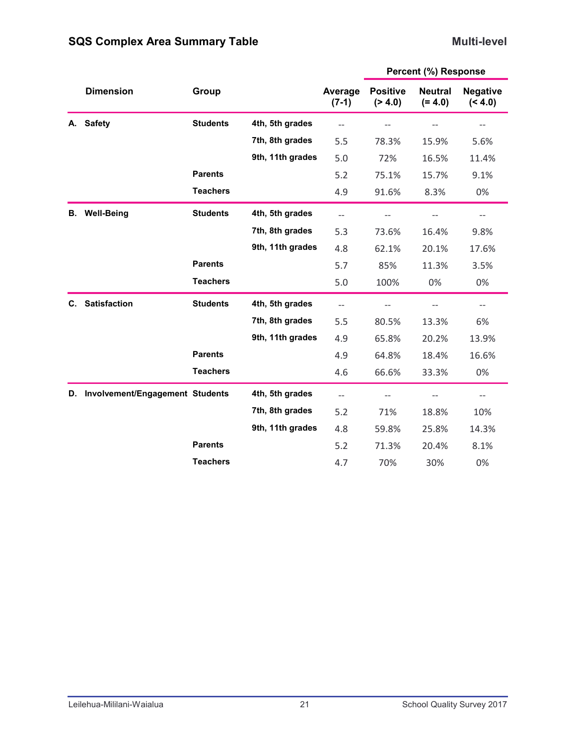## SQS Complex Area Summary Table

**Multi-level**

| Dimension | Group | | Average (7-1) | Percent (%) Response Positive (> 4.0) | Neutral (= 4.0) | Negative (< 4.0) |
|---|---|---|---|---|---|---|
| **A. Safety** | **Students** | **4th, 5th grades** | -- | -- | -- | -- |
| | | **7th, 8th grades** | 5.5 | 78.3% | 15.9% | 5.6% |
| | | **9th, 11th grades** | 5.0 | 72% | 16.5% | 11.4% |
| | **Parents** | | 5.2 | 75.1% | 15.7% | 9.1% |
| | **Teachers** | | 4.9 | 91.6% | 8.3% | 0% |
| **B. Well-Being** | **Students** | **4th, 5th grades** | -- | -- | -- | -- |
| | | **7th, 8th grades** | 5.3 | 73.6% | 16.4% | 9.8% |
| | | **9th, 11th grades** | 4.8 | 62.1% | 20.1% | 17.6% |
| | **Parents** | | 5.7 | 85% | 11.3% | 3.5% |
| | **Teachers** | | 5.0 | 100% | 0% | 0% |
| **C. Satisfaction** | **Students** | **4th, 5th grades** | -- | -- | -- | -- |
| | | **7th, 8th grades** | 5.5 | 80.5% | 13.3% | 6% |
| | | **9th, 11th grades** | 4.9 | 65.8% | 20.2% | 13.9% |
| | **Parents** | | 4.9 | 64.8% | 18.4% | 16.6% |
| | **Teachers** | | 4.6 | 66.6% | 33.3% | 0% |
| **D. Involvement/Engagement** | **Students** | **4th, 5th grades** | -- | -- | -- | -- |
| | | **7th, 8th grades** | 5.2 | 71% | 18.8% | 10% |
| | | **9th, 11th grades** | 4.8 | 59.8% | 25.8% | 14.3% |
| | **Parents** | | 5.2 | 71.3% | 20.4% | 8.1% |
| | **Teachers** | | 4.7 | 70% | 30% | 0% |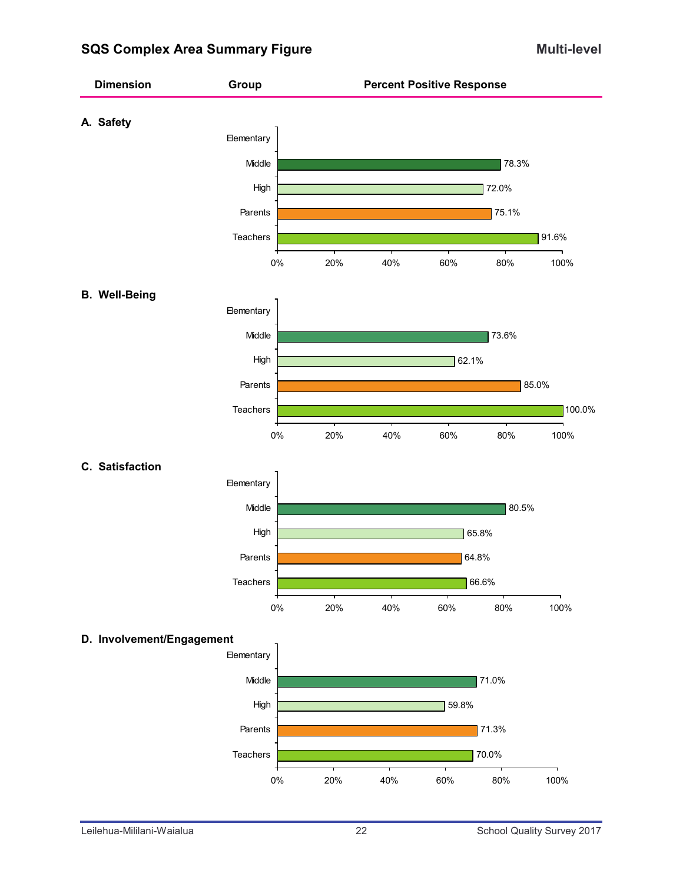## SQS Complex Area Summary Figure

**Multi-level**

| Dimension | Group | Percent Positive Response |
|---|---|---|
| **A. Safety** | Elementary | |
| | Middle | 78.3% |
| | High | 72.0% |
| | Parents | 75.1% |
| | Teachers | 91.6% |
| **B. Well-Being** | Elementary | |
| | Middle | 73.6% |
| | High | 62.1% |
| | Parents | 85.0% |
| | Teachers | 100.0% |
| **C. Satisfaction** | Elementary | |
| | Middle | 80.5% |
| | High | 65.8% |
| | Parents | 64.8% |
| | Teachers | 66.6% |
| **D. Involvement/Engagement** | Elementary | |
| | Middle | 71.0% |
| | High | 59.8% |
| | Parents | 71.3% |
| | Teachers | 70.0% |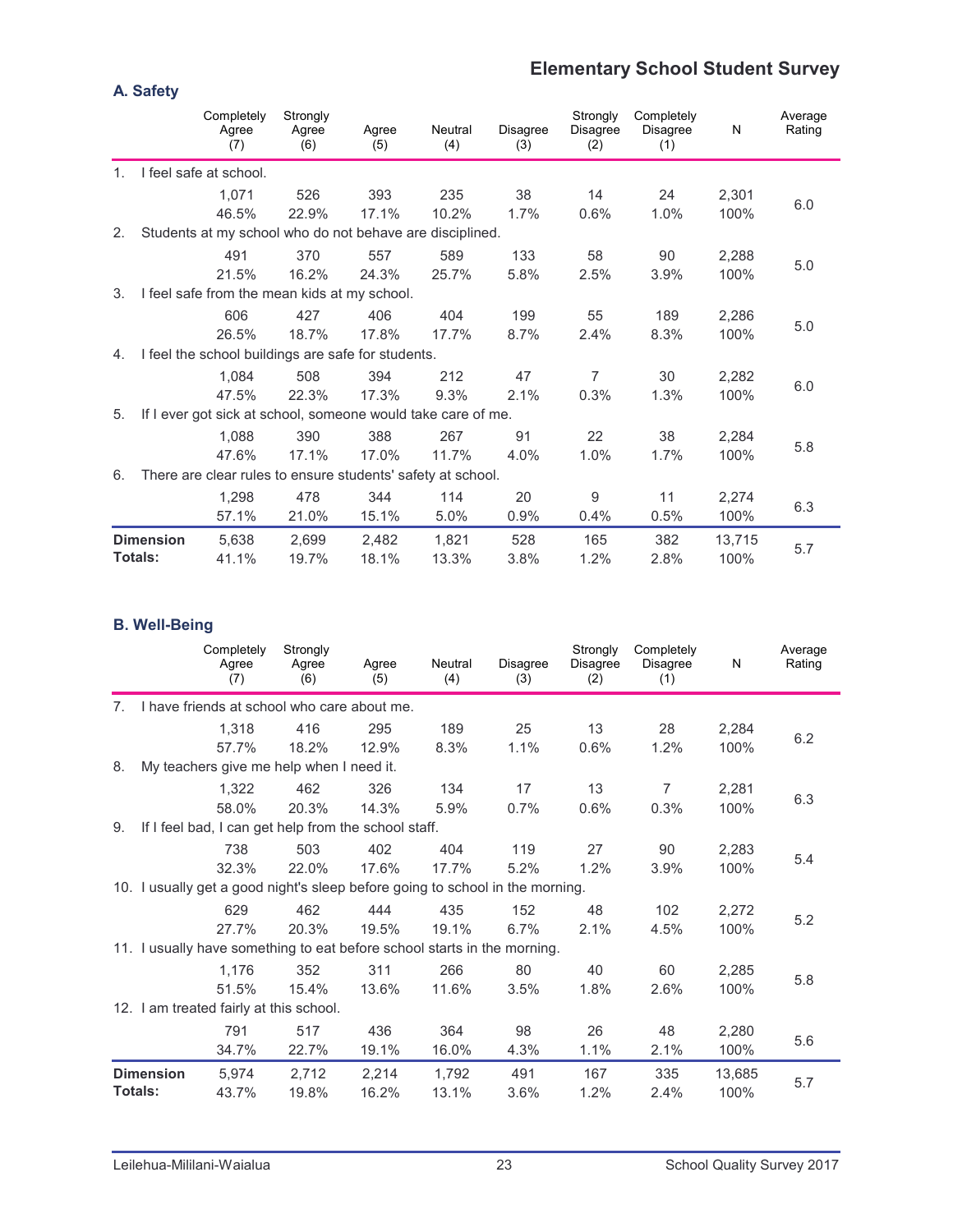# Elementary School Student Survey

## A. Safety

| | Completely Agree (7) | Strongly Agree (6) | Agree (5) | Neutral (4) | Disagree (3) | Strongly Disagree (2) | Completely Disagree (1) | N | Average Rating |
|---|---|---|---|---|---|---|---|---|---|
| 1. I feel safe at school. | | | | | | | | | |
| | 1,071 | 526 | 393 | 235 | 38 | 14 | 24 | 2,301 | 6.0 |
| | 46.5% | 22.9% | 17.1% | 10.2% | 1.7% | 0.6% | 1.0% | 100% | |
| 2. Students at my school who do not behave are disciplined. | | | | | | | | | |
| | 491 | 370 | 557 | 589 | 133 | 58 | 90 | 2,288 | 5.0 |
| | 21.5% | 16.2% | 24.3% | 25.7% | 5.8% | 2.5% | 3.9% | 100% | |
| 3. I feel safe from the mean kids at my school. | | | | | | | | | |
| | 606 | 427 | 406 | 404 | 199 | 55 | 189 | 2,286 | 5.0 |
| | 26.5% | 18.7% | 17.8% | 17.7% | 8.7% | 2.4% | 8.3% | 100% | |
| 4. I feel the school buildings are safe for students. | | | | | | | | | |
| | 1,084 | 508 | 394 | 212 | 47 | 7 | 30 | 2,282 | 6.0 |
| | 47.5% | 22.3% | 17.3% | 9.3% | 2.1% | 0.3% | 1.3% | 100% | |
| 5. If I ever got sick at school, someone would take care of me. | | | | | | | | | |
| | 1,088 | 390 | 388 | 267 | 91 | 22 | 38 | 2,284 | 5.8 |
| | 47.6% | 17.1% | 17.0% | 11.7% | 4.0% | 1.0% | 1.7% | 100% | |
| 6. There are clear rules to ensure students' safety at school. | | | | | | | | | |
| | 1,298 | 478 | 344 | 114 | 20 | 9 | 11 | 2,274 | 6.3 |
| | 57.1% | 21.0% | 15.1% | 5.0% | 0.9% | 0.4% | 0.5% | 100% | |
| **Dimension Totals:** | 5,638 | 2,699 | 2,482 | 1,821 | 528 | 165 | 382 | 13,715 | 5.7 |
| | 41.1% | 19.7% | 18.1% | 13.3% | 3.8% | 1.2% | 2.8% | 100% | |

## B. Well-Being

| | Completely Agree (7) | Strongly Agree (6) | Agree (5) | Neutral (4) | Disagree (3) | Strongly Disagree (2) | Completely Disagree (1) | N | Average Rating |
|---|---|---|---|---|---|---|---|---|---|
| 7. I have friends at school who care about me. | | | | | | | | | |
| | 1,318 | 416 | 295 | 189 | 25 | 13 | 28 | 2,284 | 6.2 |
| | 57.7% | 18.2% | 12.9% | 8.3% | 1.1% | 0.6% | 1.2% | 100% | |
| 8. My teachers give me help when I need it. | | | | | | | | | |
| | 1,322 | 462 | 326 | 134 | 17 | 13 | 7 | 2,281 | 6.3 |
| | 58.0% | 20.3% | 14.3% | 5.9% | 0.7% | 0.6% | 0.3% | 100% | |
| 9. If I feel bad, I can get help from the school staff. | | | | | | | | | |
| | 738 | 503 | 402 | 404 | 119 | 27 | 90 | 2,283 | 5.4 |
| | 32.3% | 22.0% | 17.6% | 17.7% | 5.2% | 1.2% | 3.9% | 100% | |
| 10. I usually get a good night's sleep before going to school in the morning. | | | | | | | | | |
| | 629 | 462 | 444 | 435 | 152 | 48 | 102 | 2,272 | 5.2 |
| | 27.7% | 20.3% | 19.5% | 19.1% | 6.7% | 2.1% | 4.5% | 100% | |
| 11. I usually have something to eat before school starts in the morning. | | | | | | | | | |
| | 1,176 | 352 | 311 | 266 | 80 | 40 | 60 | 2,285 | 5.8 |
| | 51.5% | 15.4% | 13.6% | 11.6% | 3.5% | 1.8% | 2.6% | 100% | |
| 12. I am treated fairly at this school. | | | | | | | | | |
| | 791 | 517 | 436 | 364 | 98 | 26 | 48 | 2,280 | 5.6 |
| | 34.7% | 22.7% | 19.1% | 16.0% | 4.3% | 1.1% | 2.1% | 100% | |
| **Dimension Totals:** | 5,974 | 2,712 | 2,214 | 1,792 | 491 | 167 | 335 | 13,685 | 5.7 |
| | 43.7% | 19.8% | 16.2% | 13.1% | 3.6% | 1.2% | 2.4% | 100% | |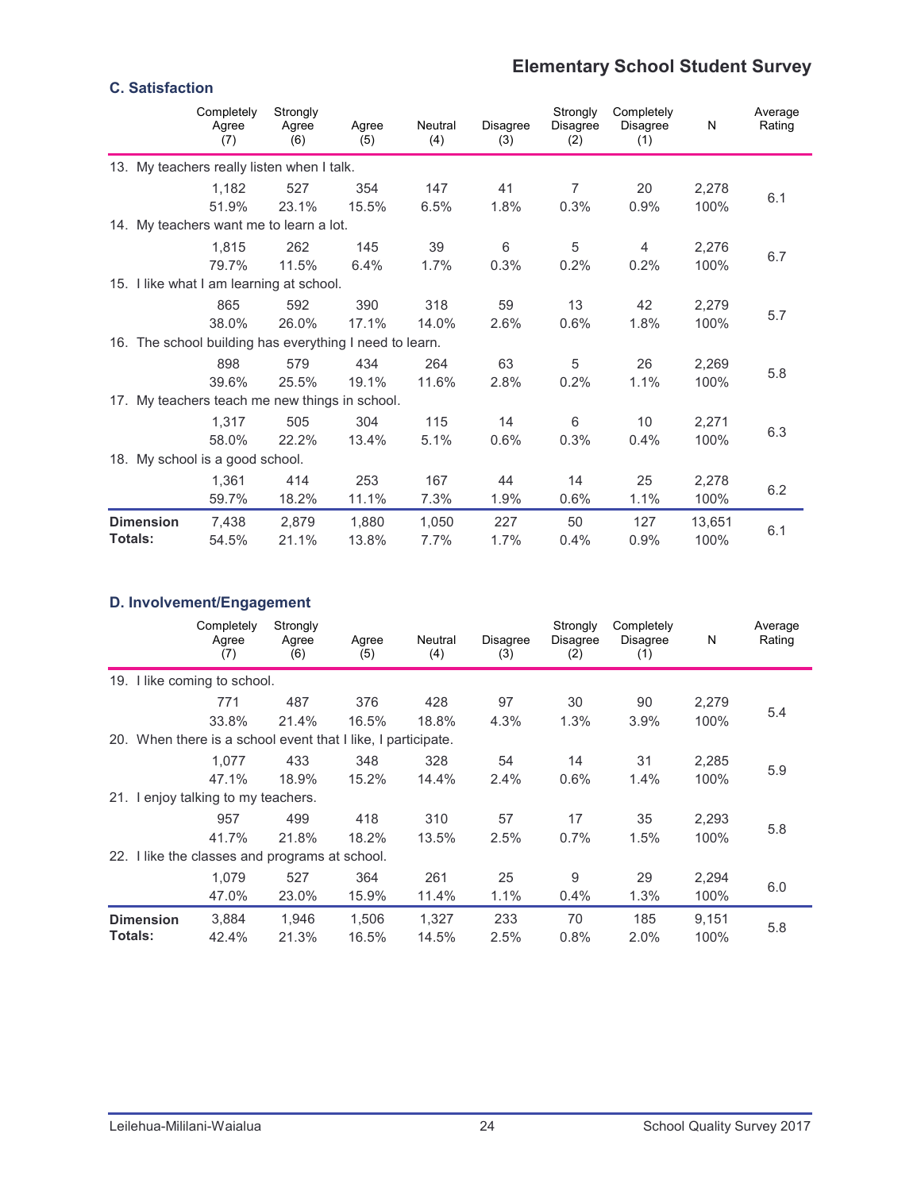## Elementary School Student Survey

### C. Satisfaction

| | Completely Agree (7) | Strongly Agree (6) | Agree (5) | Neutral (4) | Disagree (3) | Strongly Disagree (2) | Completely Disagree (1) | N | Average Rating |
|---|---|---|---|---|---|---|---|---|---|
| **13. My teachers really listen when I talk.** | | | | | | | | | |
| | 1,182 | 527 | 354 | 147 | 41 | 7 | 20 | 2,278 | 6.1 |
| | 51.9% | 23.1% | 15.5% | 6.5% | 1.8% | 0.3% | 0.9% | 100% | |
| **14. My teachers want me to learn a lot.** | | | | | | | | | |
| | 1,815 | 262 | 145 | 39 | 6 | 5 | 4 | 2,276 | 6.7 |
| | 79.7% | 11.5% | 6.4% | 1.7% | 0.3% | 0.2% | 0.2% | 100% | |
| **15. I like what I am learning at school.** | | | | | | | | | |
| | 865 | 592 | 390 | 318 | 59 | 13 | 42 | 2,279 | 5.7 |
| | 38.0% | 26.0% | 17.1% | 14.0% | 2.6% | 0.6% | 1.8% | 100% | |
| **16. The school building has everything I need to learn.** | | | | | | | | | |
| | 898 | 579 | 434 | 264 | 63 | 5 | 26 | 2,269 | 5.8 |
| | 39.6% | 25.5% | 19.1% | 11.6% | 2.8% | 0.2% | 1.1% | 100% | |
| **17. My teachers teach me new things in school.** | | | | | | | | | |
| | 1,317 | 505 | 304 | 115 | 14 | 6 | 10 | 2,271 | 6.3 |
| | 58.0% | 22.2% | 13.4% | 5.1% | 0.6% | 0.3% | 0.4% | 100% | |
| **18. My school is a good school.** | | | | | | | | | |
| | 1,361 | 414 | 253 | 167 | 44 | 14 | 25 | 2,278 | 6.2 |
| | 59.7% | 18.2% | 11.1% | 7.3% | 1.9% | 0.6% | 1.1% | 100% | |
| **Dimension Totals:** | 7,438 | 2,879 | 1,880 | 1,050 | 227 | 50 | 127 | 13,651 | 6.1 |
| | 54.5% | 21.1% | 13.8% | 7.7% | 1.7% | 0.4% | 0.9% | 100% | |

### D. Involvement/Engagement

| | Completely Agree (7) | Strongly Agree (6) | Agree (5) | Neutral (4) | Disagree (3) | Strongly Disagree (2) | Completely Disagree (1) | N | Average Rating |
|---|---|---|---|---|---|---|---|---|---|
| **19. I like coming to school.** | | | | | | | | | |
| | 771 | 487 | 376 | 428 | 97 | 30 | 90 | 2,279 | 5.4 |
| | 33.8% | 21.4% | 16.5% | 18.8% | 4.3% | 1.3% | 3.9% | 100% | |
| **20. When there is a school event that I like, I participate.** | | | | | | | | | |
| | 1,077 | 433 | 348 | 328 | 54 | 14 | 31 | 2,285 | 5.9 |
| | 47.1% | 18.9% | 15.2% | 14.4% | 2.4% | 0.6% | 1.4% | 100% | |
| **21. I enjoy talking to my teachers.** | | | | | | | | | |
| | 957 | 499 | 418 | 310 | 57 | 17 | 35 | 2,293 | 5.8 |
| | 41.7% | 21.8% | 18.2% | 13.5% | 2.5% | 0.7% | 1.5% | 100% | |
| **22. I like the classes and programs at school.** | | | | | | | | | |
| | 1,079 | 527 | 364 | 261 | 25 | 9 | 29 | 2,294 | 6.0 |
| | 47.0% | 23.0% | 15.9% | 11.4% | 1.1% | 0.4% | 1.3% | 100% | |
| **Dimension Totals:** | 3,884 | 1,946 | 1,506 | 1,327 | 233 | 70 | 185 | 9,151 | 5.8 |
| | 42.4% | 21.3% | 16.5% | 14.5% | 2.5% | 0.8% | 2.0% | 100% | |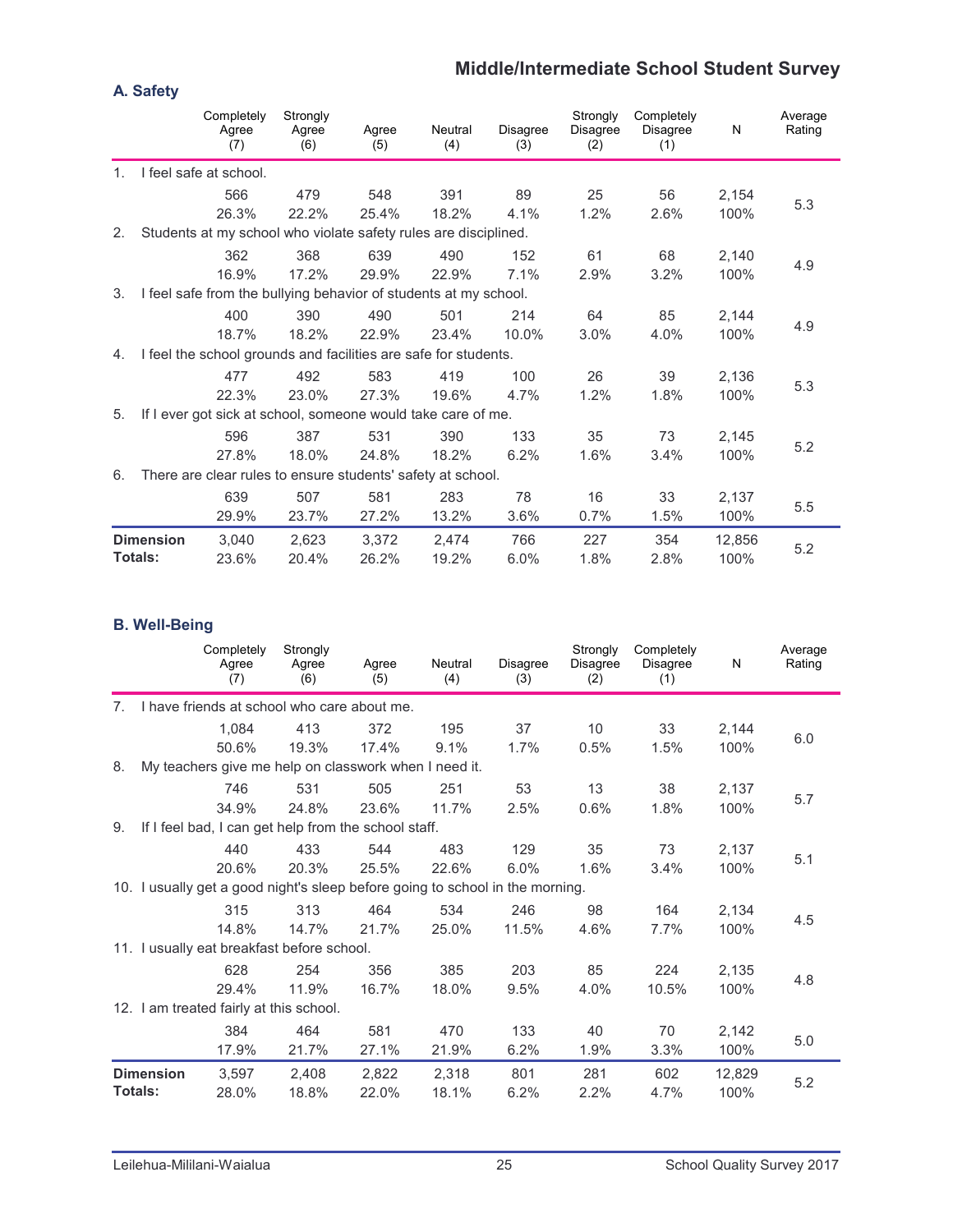## Middle/Intermediate School Student Survey

### A. Safety

| | Completely Agree (7) | Strongly Agree (6) | Agree (5) | Neutral (4) | Disagree (3) | Strongly Disagree (2) | Completely Disagree (1) | N | Average Rating |
|---|---|---|---|---|---|---|---|---|---|
| 1. I feel safe at school. | | | | | | | | | |
| | 566 | 479 | 548 | 391 | 89 | 25 | 56 | 2,154 | 5.3 |
| | 26.3% | 22.2% | 25.4% | 18.2% | 4.1% | 1.2% | 2.6% | 100% | |
| 2. Students at my school who violate safety rules are disciplined. | | | | | | | | | |
| | 362 | 368 | 639 | 490 | 152 | 61 | 68 | 2,140 | 4.9 |
| | 16.9% | 17.2% | 29.9% | 22.9% | 7.1% | 2.9% | 3.2% | 100% | |
| 3. I feel safe from the bullying behavior of students at my school. | | | | | | | | | |
| | 400 | 390 | 490 | 501 | 214 | 64 | 85 | 2,144 | 4.9 |
| | 18.7% | 18.2% | 22.9% | 23.4% | 10.0% | 3.0% | 4.0% | 100% | |
| 4. I feel the school grounds and facilities are safe for students. | | | | | | | | | |
| | 477 | 492 | 583 | 419 | 100 | 26 | 39 | 2,136 | 5.3 |
| | 22.3% | 23.0% | 27.3% | 19.6% | 4.7% | 1.2% | 1.8% | 100% | |
| 5. If I ever got sick at school, someone would take care of me. | | | | | | | | | |
| | 596 | 387 | 531 | 390 | 133 | 35 | 73 | 2,145 | 5.2 |
| | 27.8% | 18.0% | 24.8% | 18.2% | 6.2% | 1.6% | 3.4% | 100% | |
| 6. There are clear rules to ensure students' safety at school. | | | | | | | | | |
| | 639 | 507 | 581 | 283 | 78 | 16 | 33 | 2,137 | 5.5 |
| | 29.9% | 23.7% | 27.2% | 13.2% | 3.6% | 0.7% | 1.5% | 100% | |
| **Dimension Totals:** | 3,040 | 2,623 | 3,372 | 2,474 | 766 | 227 | 354 | 12,856 | 5.2 |
| | 23.6% | 20.4% | 26.2% | 19.2% | 6.0% | 1.8% | 2.8% | 100% | |

### B. Well-Being

| | Completely Agree (7) | Strongly Agree (6) | Agree (5) | Neutral (4) | Disagree (3) | Strongly Disagree (2) | Completely Disagree (1) | N | Average Rating |
|---|---|---|---|---|---|---|---|---|---|
| 7. I have friends at school who care about me. | | | | | | | | | |
| | 1,084 | 413 | 372 | 195 | 37 | 10 | 33 | 2,144 | 6.0 |
| | 50.6% | 19.3% | 17.4% | 9.1% | 1.7% | 0.5% | 1.5% | 100% | |
| 8. My teachers give me help on classwork when I need it. | | | | | | | | | |
| | 746 | 531 | 505 | 251 | 53 | 13 | 38 | 2,137 | 5.7 |
| | 34.9% | 24.8% | 23.6% | 11.7% | 2.5% | 0.6% | 1.8% | 100% | |
| 9. If I feel bad, I can get help from the school staff. | | | | | | | | | |
| | 440 | 433 | 544 | 483 | 129 | 35 | 73 | 2,137 | 5.1 |
| | 20.6% | 20.3% | 25.5% | 22.6% | 6.0% | 1.6% | 3.4% | 100% | |
| 10. I usually get a good night's sleep before going to school in the morning. | | | | | | | | | |
| | 315 | 313 | 464 | 534 | 246 | 98 | 164 | 2,134 | 4.5 |
| | 14.8% | 14.7% | 21.7% | 25.0% | 11.5% | 4.6% | 7.7% | 100% | |
| 11. I usually eat breakfast before school. | | | | | | | | | |
| | 628 | 254 | 356 | 385 | 203 | 85 | 224 | 2,135 | 4.8 |
| | 29.4% | 11.9% | 16.7% | 18.0% | 9.5% | 4.0% | 10.5% | 100% | |
| 12. I am treated fairly at this school. | | | | | | | | | |
| | 384 | 464 | 581 | 470 | 133 | 40 | 70 | 2,142 | 5.0 |
| | 17.9% | 21.7% | 27.1% | 21.9% | 6.2% | 1.9% | 3.3% | 100% | |
| **Dimension Totals:** | 3,597 | 2,408 | 2,822 | 2,318 | 801 | 281 | 602 | 12,829 | 5.2 |
| | 28.0% | 18.8% | 22.0% | 18.1% | 6.2% | 2.2% | 4.7% | 100% | |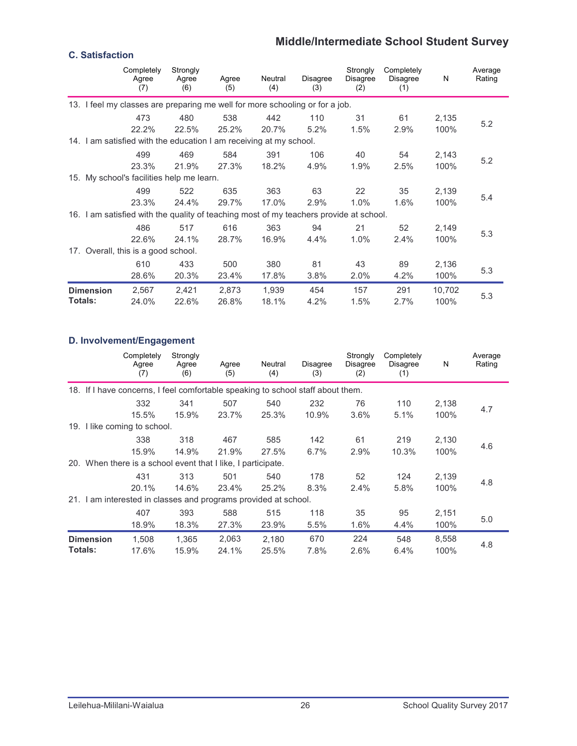## Middle/Intermediate School Student Survey

### C. Satisfaction

| | Completely Agree (7) | Strongly Agree (6) | Agree (5) | Neutral (4) | Disagree (3) | Strongly Disagree (2) | Completely Disagree (1) | N | Average Rating |
|---|---|---|---|---|---|---|---|---|---|
| 13. I feel my classes are preparing me well for more schooling or for a job. | | | | | | | | | |
| | 473 | 480 | 538 | 442 | 110 | 31 | 61 | 2,135 | 5.2 |
| | 22.2% | 22.5% | 25.2% | 20.7% | 5.2% | 1.5% | 2.9% | 100% | |
| 14. I am satisfied with the education I am receiving at my school. | | | | | | | | | |
| | 499 | 469 | 584 | 391 | 106 | 40 | 54 | 2,143 | 5.2 |
| | 23.3% | 21.9% | 27.3% | 18.2% | 4.9% | 1.9% | 2.5% | 100% | |
| 15. My school's facilities help me learn. | | | | | | | | | |
| | 499 | 522 | 635 | 363 | 63 | 22 | 35 | 2,139 | 5.4 |
| | 23.3% | 24.4% | 29.7% | 17.0% | 2.9% | 1.0% | 1.6% | 100% | |
| 16. I am satisfied with the quality of teaching most of my teachers provide at school. | | | | | | | | | |
| | 486 | 517 | 616 | 363 | 94 | 21 | 52 | 2,149 | 5.3 |
| | 22.6% | 24.1% | 28.7% | 16.9% | 4.4% | 1.0% | 2.4% | 100% | |
| 17. Overall, this is a good school. | | | | | | | | | |
| | 610 | 433 | 500 | 380 | 81 | 43 | 89 | 2,136 | 5.3 |
| | 28.6% | 20.3% | 23.4% | 17.8% | 3.8% | 2.0% | 4.2% | 100% | |
| **Dimension Totals:** | 2,567 | 2,421 | 2,873 | 1,939 | 454 | 157 | 291 | 10,702 | 5.3 |
| | 24.0% | 22.6% | 26.8% | 18.1% | 4.2% | 1.5% | 2.7% | 100% | |

### D. Involvement/Engagement

| | Completely Agree (7) | Strongly Agree (6) | Agree (5) | Neutral (4) | Disagree (3) | Strongly Disagree (2) | Completely Disagree (1) | N | Average Rating |
|---|---|---|---|---|---|---|---|---|---|
| 18. If I have concerns, I feel comfortable speaking to school staff about them. | | | | | | | | | |
| | 332 | 341 | 507 | 540 | 232 | 76 | 110 | 2,138 | 4.7 |
| | 15.5% | 15.9% | 23.7% | 25.3% | 10.9% | 3.6% | 5.1% | 100% | |
| 19. I like coming to school. | | | | | | | | | |
| | 338 | 318 | 467 | 585 | 142 | 61 | 219 | 2,130 | 4.6 |
| | 15.9% | 14.9% | 21.9% | 27.5% | 6.7% | 2.9% | 10.3% | 100% | |
| 20. When there is a school event that I like, I participate. | | | | | | | | | |
| | 431 | 313 | 501 | 540 | 178 | 52 | 124 | 2,139 | 4.8 |
| | 20.1% | 14.6% | 23.4% | 25.2% | 8.3% | 2.4% | 5.8% | 100% | |
| 21. I am interested in classes and programs provided at school. | | | | | | | | | |
| | 407 | 393 | 588 | 515 | 118 | 35 | 95 | 2,151 | 5.0 |
| | 18.9% | 18.3% | 27.3% | 23.9% | 5.5% | 1.6% | 4.4% | 100% | |
| **Dimension Totals:** | 1,508 | 1,365 | 2,063 | 2,180 | 670 | 224 | 548 | 8,558 | 4.8 |
| | 17.6% | 15.9% | 24.1% | 25.5% | 7.8% | 2.6% | 6.4% | 100% | |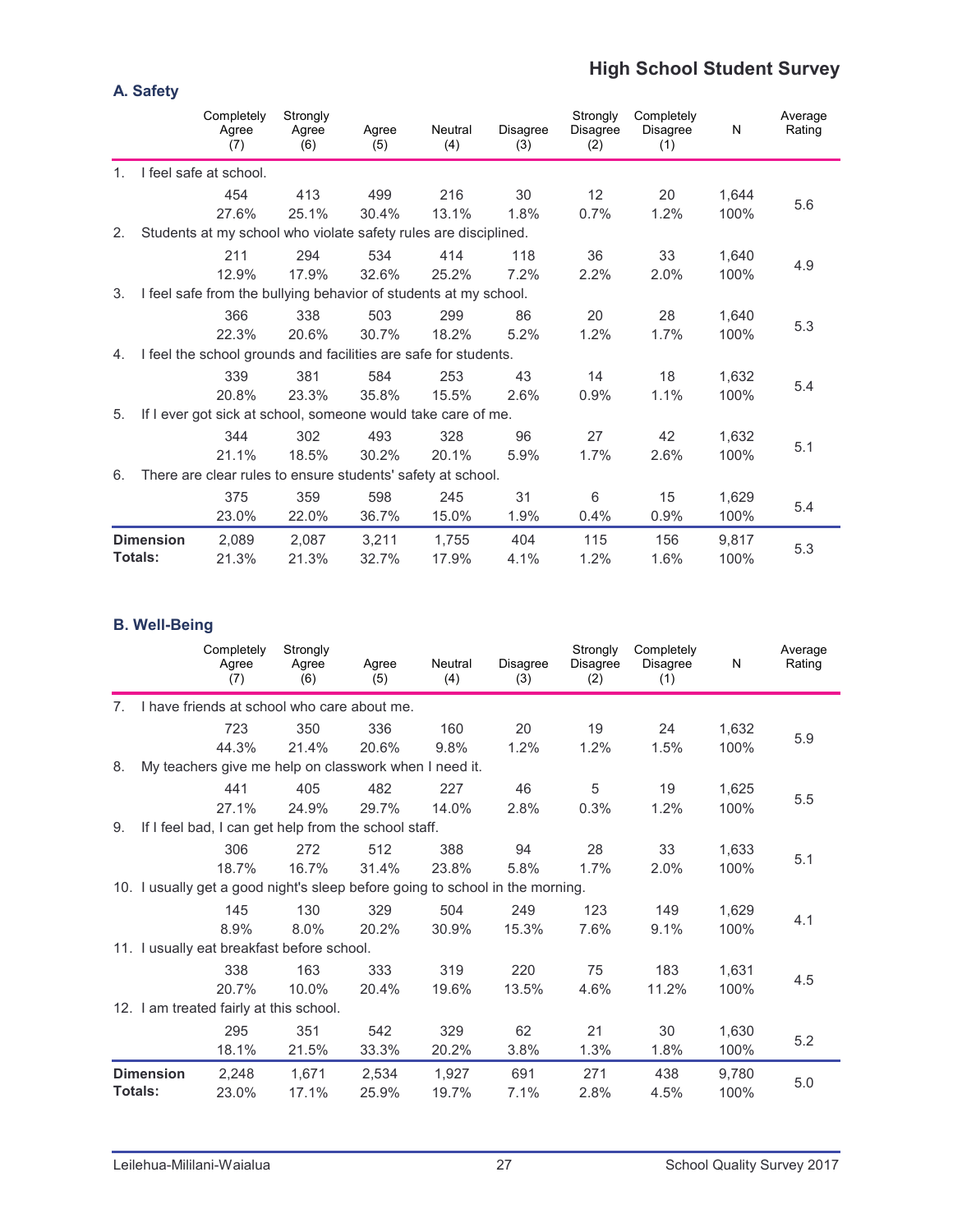## High School Student Survey

### A. Safety

| | Completely Agree (7) | Strongly Agree (6) | Agree (5) | Neutral (4) | Disagree (3) | Strongly Disagree (2) | Completely Disagree (1) | N | Average Rating |
|---|---|---|---|---|---|---|---|---|---|
| 1. I feel safe at school. | | | | | | | | | |
| | 454 | 413 | 499 | 216 | 30 | 12 | 20 | 1,644 | 5.6 |
| | 27.6% | 25.1% | 30.4% | 13.1% | 1.8% | 0.7% | 1.2% | 100% | |
| 2. Students at my school who violate safety rules are disciplined. | | | | | | | | | |
| | 211 | 294 | 534 | 414 | 118 | 36 | 33 | 1,640 | 4.9 |
| | 12.9% | 17.9% | 32.6% | 25.2% | 7.2% | 2.2% | 2.0% | 100% | |
| 3. I feel safe from the bullying behavior of students at my school. | | | | | | | | | |
| | 366 | 338 | 503 | 299 | 86 | 20 | 28 | 1,640 | 5.3 |
| | 22.3% | 20.6% | 30.7% | 18.2% | 5.2% | 1.2% | 1.7% | 100% | |
| 4. I feel the school grounds and facilities are safe for students. | | | | | | | | | |
| | 339 | 381 | 584 | 253 | 43 | 14 | 18 | 1,632 | 5.4 |
| | 20.8% | 23.3% | 35.8% | 15.5% | 2.6% | 0.9% | 1.1% | 100% | |
| 5. If I ever got sick at school, someone would take care of me. | | | | | | | | | |
| | 344 | 302 | 493 | 328 | 96 | 27 | 42 | 1,632 | 5.1 |
| | 21.1% | 18.5% | 30.2% | 20.1% | 5.9% | 1.7% | 2.6% | 100% | |
| 6. There are clear rules to ensure students' safety at school. | | | | | | | | | |
| | 375 | 359 | 598 | 245 | 31 | 6 | 15 | 1,629 | 5.4 |
| | 23.0% | 22.0% | 36.7% | 15.0% | 1.9% | 0.4% | 0.9% | 100% | |
| **Dimension Totals:** | 2,089 | 2,087 | 3,211 | 1,755 | 404 | 115 | 156 | 9,817 | 5.3 |
| | 21.3% | 21.3% | 32.7% | 17.9% | 4.1% | 1.2% | 1.6% | 100% | |

### B. Well-Being

| | Completely Agree (7) | Strongly Agree (6) | Agree (5) | Neutral (4) | Disagree (3) | Strongly Disagree (2) | Completely Disagree (1) | N | Average Rating |
|---|---|---|---|---|---|---|---|---|---|
| 7. I have friends at school who care about me. | | | | | | | | | |
| | 723 | 350 | 336 | 160 | 20 | 19 | 24 | 1,632 | 5.9 |
| | 44.3% | 21.4% | 20.6% | 9.8% | 1.2% | 1.2% | 1.5% | 100% | |
| 8. My teachers give me help on classwork when I need it. | | | | | | | | | |
| | 441 | 405 | 482 | 227 | 46 | 5 | 19 | 1,625 | 5.5 |
| | 27.1% | 24.9% | 29.7% | 14.0% | 2.8% | 0.3% | 1.2% | 100% | |
| 9. If I feel bad, I can get help from the school staff. | | | | | | | | | |
| | 306 | 272 | 512 | 388 | 94 | 28 | 33 | 1,633 | 5.1 |
| | 18.7% | 16.7% | 31.4% | 23.8% | 5.8% | 1.7% | 2.0% | 100% | |
| 10. I usually get a good night's sleep before going to school in the morning. | | | | | | | | | |
| | 145 | 130 | 329 | 504 | 249 | 123 | 149 | 1,629 | 4.1 |
| | 8.9% | 8.0% | 20.2% | 30.9% | 15.3% | 7.6% | 9.1% | 100% | |
| 11. I usually eat breakfast before school. | | | | | | | | | |
| | 338 | 163 | 333 | 319 | 220 | 75 | 183 | 1,631 | 4.5 |
| | 20.7% | 10.0% | 20.4% | 19.6% | 13.5% | 4.6% | 11.2% | 100% | |
| 12. I am treated fairly at this school. | | | | | | | | | |
| | 295 | 351 | 542 | 329 | 62 | 21 | 30 | 1,630 | 5.2 |
| | 18.1% | 21.5% | 33.3% | 20.2% | 3.8% | 1.3% | 1.8% | 100% | |
| **Dimension Totals:** | 2,248 | 1,671 | 2,534 | 1,927 | 691 | 271 | 438 | 9,780 | 5.0 |
| | 23.0% | 17.1% | 25.9% | 19.7% | 7.1% | 2.8% | 4.5% | 100% | |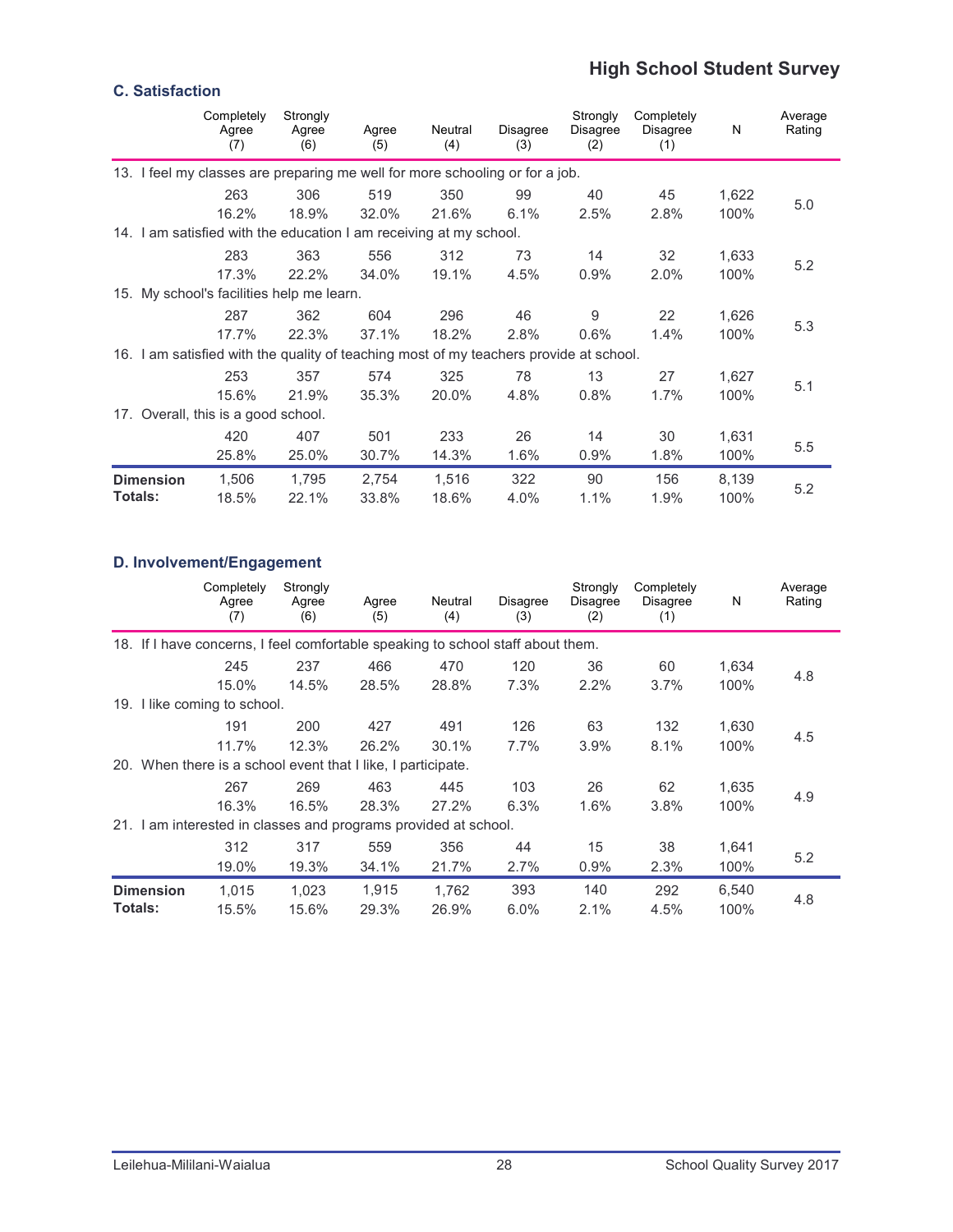## High School Student Survey

### C. Satisfaction

| | Completely Agree (7) | Strongly Agree (6) | Agree (5) | Neutral (4) | Disagree (3) | Strongly Disagree (2) | Completely Disagree (1) | N | Average Rating |
|---|---|---|---|---|---|---|---|---|---|
| 13. I feel my classes are preparing me well for more schooling or for a job. | | | | | | | | | |
| | 263 | 306 | 519 | 350 | 99 | 40 | 45 | 1,622 | 5.0 |
| | 16.2% | 18.9% | 32.0% | 21.6% | 6.1% | 2.5% | 2.8% | 100% | |
| 14. I am satisfied with the education I am receiving at my school. | | | | | | | | | |
| | 283 | 363 | 556 | 312 | 73 | 14 | 32 | 1,633 | 5.2 |
| | 17.3% | 22.2% | 34.0% | 19.1% | 4.5% | 0.9% | 2.0% | 100% | |
| 15. My school's facilities help me learn. | | | | | | | | | |
| | 287 | 362 | 604 | 296 | 46 | 9 | 22 | 1,626 | 5.3 |
| | 17.7% | 22.3% | 37.1% | 18.2% | 2.8% | 0.6% | 1.4% | 100% | |
| 16. I am satisfied with the quality of teaching most of my teachers provide at school. | | | | | | | | | |
| | 253 | 357 | 574 | 325 | 78 | 13 | 27 | 1,627 | 5.1 |
| | 15.6% | 21.9% | 35.3% | 20.0% | 4.8% | 0.8% | 1.7% | 100% | |
| 17. Overall, this is a good school. | | | | | | | | | |
| | 420 | 407 | 501 | 233 | 26 | 14 | 30 | 1,631 | 5.5 |
| | 25.8% | 25.0% | 30.7% | 14.3% | 1.6% | 0.9% | 1.8% | 100% | |
| **Dimension Totals:** | 1,506 | 1,795 | 2,754 | 1,516 | 322 | 90 | 156 | 8,139 | 5.2 |
| | 18.5% | 22.1% | 33.8% | 18.6% | 4.0% | 1.1% | 1.9% | 100% | |

### D. Involvement/Engagement

| | Completely Agree (7) | Strongly Agree (6) | Agree (5) | Neutral (4) | Disagree (3) | Strongly Disagree (2) | Completely Disagree (1) | N | Average Rating |
|---|---|---|---|---|---|---|---|---|---|
| 18. If I have concerns, I feel comfortable speaking to school staff about them. | | | | | | | | | |
| | 245 | 237 | 466 | 470 | 120 | 36 | 60 | 1,634 | 4.8 |
| | 15.0% | 14.5% | 28.5% | 28.8% | 7.3% | 2.2% | 3.7% | 100% | |
| 19. I like coming to school. | | | | | | | | | |
| | 191 | 200 | 427 | 491 | 126 | 63 | 132 | 1,630 | 4.5 |
| | 11.7% | 12.3% | 26.2% | 30.1% | 7.7% | 3.9% | 8.1% | 100% | |
| 20. When there is a school event that I like, I participate. | | | | | | | | | |
| | 267 | 269 | 463 | 445 | 103 | 26 | 62 | 1,635 | 4.9 |
| | 16.3% | 16.5% | 28.3% | 27.2% | 6.3% | 1.6% | 3.8% | 100% | |
| 21. I am interested in classes and programs provided at school. | | | | | | | | | |
| | 312 | 317 | 559 | 356 | 44 | 15 | 38 | 1,641 | 5.2 |
| | 19.0% | 19.3% | 34.1% | 21.7% | 2.7% | 0.9% | 2.3% | 100% | |
| **Dimension Totals:** | 1,015 | 1,023 | 1,915 | 1,762 | 393 | 140 | 292 | 6,540 | 4.8 |
| | 15.5% | 15.6% | 29.3% | 26.9% | 6.0% | 2.1% | 4.5% | 100% | |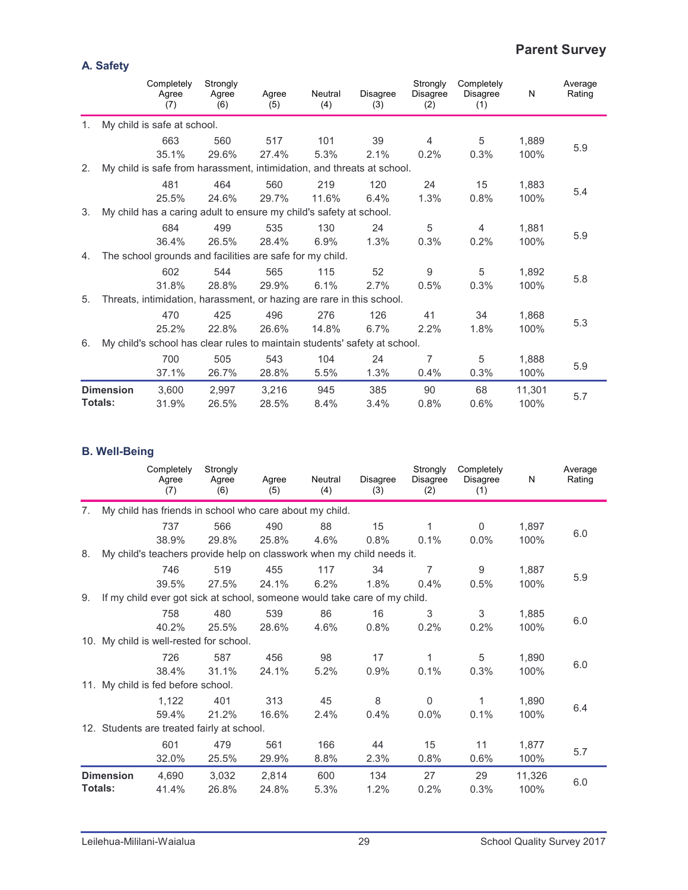## Parent Survey

### A. Safety

| | Completely Agree (7) | Strongly Agree (6) | Agree (5) | Neutral (4) | Disagree (3) | Strongly Disagree (2) | Completely Disagree (1) | N | Average Rating |
|---|---|---|---|---|---|---|---|---|---|
| **1. My child is safe at school.** | | | | | | | | | |
| | 663 | 560 | 517 | 101 | 39 | 4 | 5 | 1,889 | 5.9 |
| | 35.1% | 29.6% | 27.4% | 5.3% | 2.1% | 0.2% | 0.3% | 100% | |
| **2. My child is safe from harassment, intimidation, and threats at school.** | | | | | | | | | |
| | 481 | 464 | 560 | 219 | 120 | 24 | 15 | 1,883 | 5.4 |
| | 25.5% | 24.6% | 29.7% | 11.6% | 6.4% | 1.3% | 0.8% | 100% | |
| **3. My child has a caring adult to ensure my child's safety at school.** | | | | | | | | | |
| | 684 | 499 | 535 | 130 | 24 | 5 | 4 | 1,881 | 5.9 |
| | 36.4% | 26.5% | 28.4% | 6.9% | 1.3% | 0.3% | 0.2% | 100% | |
| **4. The school grounds and facilities are safe for my child.** | | | | | | | | | |
| | 602 | 544 | 565 | 115 | 52 | 9 | 5 | 1,892 | 5.8 |
| | 31.8% | 28.8% | 29.9% | 6.1% | 2.7% | 0.5% | 0.3% | 100% | |
| **5. Threats, intimidation, harassment, or hazing are rare in this school.** | | | | | | | | | |
| | 470 | 425 | 496 | 276 | 126 | 41 | 34 | 1,868 | 5.3 |
| | 25.2% | 22.8% | 26.6% | 14.8% | 6.7% | 2.2% | 1.8% | 100% | |
| **6. My child's school has clear rules to maintain students' safety at school.** | | | | | | | | | |
| | 700 | 505 | 543 | 104 | 24 | 7 | 5 | 1,888 | 5.9 |
| | 37.1% | 26.7% | 28.8% | 5.5% | 1.3% | 0.4% | 0.3% | 100% | |
| **Dimension Totals:** | 3,600 | 2,997 | 3,216 | 945 | 385 | 90 | 68 | 11,301 | 5.7 |
| | 31.9% | 26.5% | 28.5% | 8.4% | 3.4% | 0.8% | 0.6% | 100% | |

### B. Well-Being

| | Completely Agree (7) | Strongly Agree (6) | Agree (5) | Neutral (4) | Disagree (3) | Strongly Disagree (2) | Completely Disagree (1) | N | Average Rating |
|---|---|---|---|---|---|---|---|---|---|
| **7. My child has friends in school who care about my child.** | | | | | | | | | |
| | 737 | 566 | 490 | 88 | 15 | 1 | 0 | 1,897 | 6.0 |
| | 38.9% | 29.8% | 25.8% | 4.6% | 0.8% | 0.1% | 0.0% | 100% | |
| **8. My child's teachers provide help on classwork when my child needs it.** | | | | | | | | | |
| | 746 | 519 | 455 | 117 | 34 | 7 | 9 | 1,887 | 5.9 |
| | 39.5% | 27.5% | 24.1% | 6.2% | 1.8% | 0.4% | 0.5% | 100% | |
| **9. If my child ever got sick at school, someone would take care of my child.** | | | | | | | | | |
| | 758 | 480 | 539 | 86 | 16 | 3 | 3 | 1,885 | 6.0 |
| | 40.2% | 25.5% | 28.6% | 4.6% | 0.8% | 0.2% | 0.2% | 100% | |
| **10. My child is well-rested for school.** | | | | | | | | | |
| | 726 | 587 | 456 | 98 | 17 | 1 | 5 | 1,890 | 6.0 |
| | 38.4% | 31.1% | 24.1% | 5.2% | 0.9% | 0.1% | 0.3% | 100% | |
| **11. My child is fed before school.** | | | | | | | | | |
| | 1,122 | 401 | 313 | 45 | 8 | 0 | 1 | 1,890 | 6.4 |
| | 59.4% | 21.2% | 16.6% | 2.4% | 0.4% | 0.0% | 0.1% | 100% | |
| **12. Students are treated fairly at school.** | | | | | | | | | |
| | 601 | 479 | 561 | 166 | 44 | 15 | 11 | 1,877 | 5.7 |
| | 32.0% | 25.5% | 29.9% | 8.8% | 2.3% | 0.8% | 0.6% | 100% | |
| **Dimension Totals:** | 4,690 | 3,032 | 2,814 | 600 | 134 | 27 | 29 | 11,326 | 6.0 |
| | 41.4% | 26.8% | 24.8% | 5.3% | 1.2% | 0.2% | 0.3% | 100% | |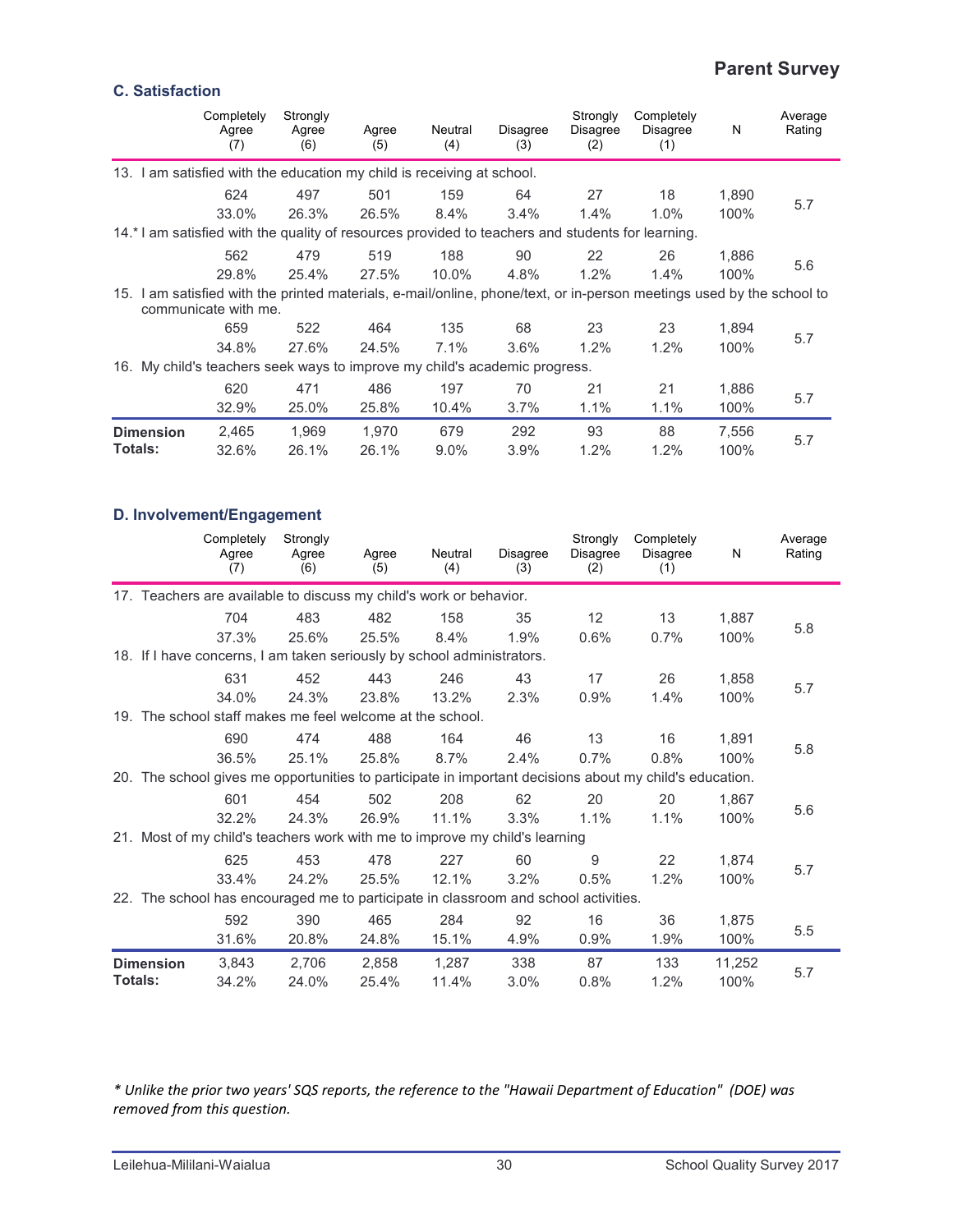## Parent Survey

### C. Satisfaction

| | Completely Agree (7) | Strongly Agree (6) | Agree (5) | Neutral (4) | Disagree (3) | Strongly Disagree (2) | Completely Disagree (1) | N | Average Rating |
|---|---|---|---|---|---|---|---|---|---|
| 13. I am satisfied with the education my child is receiving at school. | | | | | | | | | |
| | 624 | 497 | 501 | 159 | 64 | 27 | 18 | 1,890 | 5.7 |
| | 33.0% | 26.3% | 26.5% | 8.4% | 3.4% | 1.4% | 1.0% | 100% | |
| 14.* I am satisfied with the quality of resources provided to teachers and students for learning. | | | | | | | | | |
| | 562 | 479 | 519 | 188 | 90 | 22 | 26 | 1,886 | 5.6 |
| | 29.8% | 25.4% | 27.5% | 10.0% | 4.8% | 1.2% | 1.4% | 100% | |
| 15. I am satisfied with the printed materials, e-mail/online, phone/text, or in-person meetings used by the school to communicate with me. | | | | | | | | | |
| | 659 | 522 | 464 | 135 | 68 | 23 | 23 | 1,894 | 5.7 |
| | 34.8% | 27.6% | 24.5% | 7.1% | 3.6% | 1.2% | 1.2% | 100% | |
| 16. My child's teachers seek ways to improve my child's academic progress. | | | | | | | | | |
| | 620 | 471 | 486 | 197 | 70 | 21 | 21 | 1,886 | 5.7 |
| | 32.9% | 25.0% | 25.8% | 10.4% | 3.7% | 1.1% | 1.1% | 100% | |
| **Dimension Totals:** | 2,465 | 1,969 | 1,970 | 679 | 292 | 93 | 88 | 7,556 | 5.7 |
| | 32.6% | 26.1% | 26.1% | 9.0% | 3.9% | 1.2% | 1.2% | 100% | |

### D. Involvement/Engagement

| | Completely Agree (7) | Strongly Agree (6) | Agree (5) | Neutral (4) | Disagree (3) | Strongly Disagree (2) | Completely Disagree (1) | N | Average Rating |
|---|---|---|---|---|---|---|---|---|---|
| 17. Teachers are available to discuss my child's work or behavior. | | | | | | | | | |
| | 704 | 483 | 482 | 158 | 35 | 12 | 13 | 1,887 | 5.8 |
| | 37.3% | 25.6% | 25.5% | 8.4% | 1.9% | 0.6% | 0.7% | 100% | |
| 18. If I have concerns, I am taken seriously by school administrators. | | | | | | | | | |
| | 631 | 452 | 443 | 246 | 43 | 17 | 26 | 1,858 | 5.7 |
| | 34.0% | 24.3% | 23.8% | 13.2% | 2.3% | 0.9% | 1.4% | 100% | |
| 19. The school staff makes me feel welcome at the school. | | | | | | | | | |
| | 690 | 474 | 488 | 164 | 46 | 13 | 16 | 1,891 | 5.8 |
| | 36.5% | 25.1% | 25.8% | 8.7% | 2.4% | 0.7% | 0.8% | 100% | |
| 20. The school gives me opportunities to participate in important decisions about my child's education. | | | | | | | | | |
| | 601 | 454 | 502 | 208 | 62 | 20 | 20 | 1,867 | 5.6 |
| | 32.2% | 24.3% | 26.9% | 11.1% | 3.3% | 1.1% | 1.1% | 100% | |
| 21. Most of my child's teachers work with me to improve my child's learning | | | | | | | | | |
| | 625 | 453 | 478 | 227 | 60 | 9 | 22 | 1,874 | 5.7 |
| | 33.4% | 24.2% | 25.5% | 12.1% | 3.2% | 0.5% | 1.2% | 100% | |
| 22. The school has encouraged me to participate in classroom and school activities. | | | | | | | | | |
| | 592 | 390 | 465 | 284 | 92 | 16 | 36 | 1,875 | 5.5 |
| | 31.6% | 20.8% | 24.8% | 15.1% | 4.9% | 0.9% | 1.9% | 100% | |
| **Dimension Totals:** | 3,843 | 2,706 | 2,858 | 1,287 | 338 | 87 | 133 | 11,252 | 5.7 |
| | 34.2% | 24.0% | 25.4% | 11.4% | 3.0% | 0.8% | 1.2% | 100% | |

*\* Unlike the prior two years' SQS reports, the reference to the "Hawaii Department of Education" (DOE) was removed from this question.*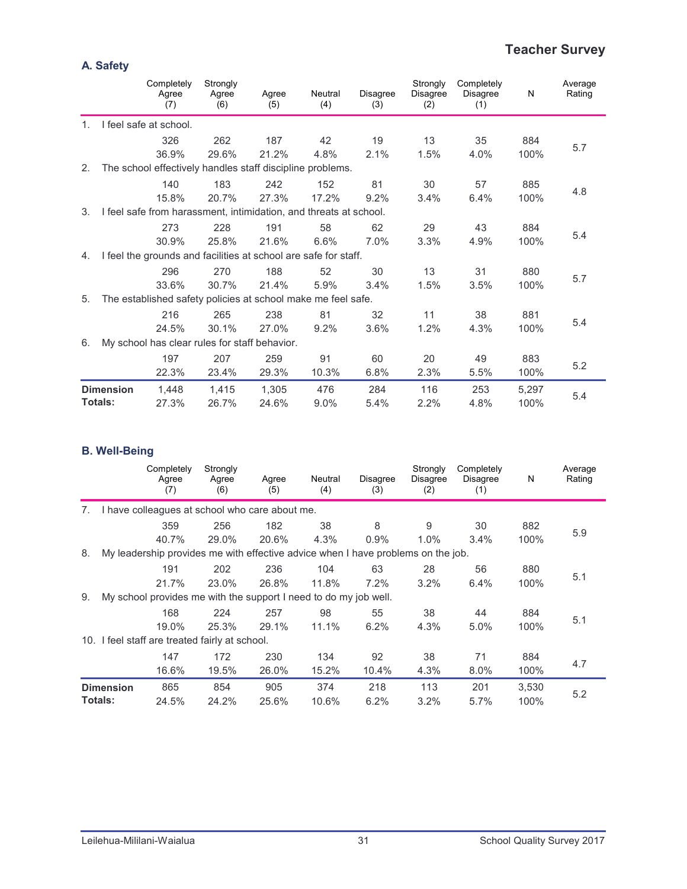## Teacher Survey

### A. Safety

| | Completely Agree (7) | Strongly Agree (6) | Agree (5) | Neutral (4) | Disagree (3) | Strongly Disagree (2) | Completely Disagree (1) | N | Average Rating |
|---|---|---|---|---|---|---|---|---|---|
| 1. I feel safe at school. | | | | | | | | | |
| | 326<br>36.9% | 262<br>29.6% | 187<br>21.2% | 42<br>4.8% | 19<br>2.1% | 13<br>1.5% | 35<br>4.0% | 884<br>100% | 5.7 |
| 2. The school effectively handles staff discipline problems. | | | | | | | | | |
| | 140<br>15.8% | 183<br>20.7% | 242<br>27.3% | 152<br>17.2% | 81<br>9.2% | 30<br>3.4% | 57<br>6.4% | 885<br>100% | 4.8 |
| 3. I feel safe from harassment, intimidation, and threats at school. | | | | | | | | | |
| | 273<br>30.9% | 228<br>25.8% | 191<br>21.6% | 58<br>6.6% | 62<br>7.0% | 29<br>3.3% | 43<br>4.9% | 884<br>100% | 5.4 |
| 4. I feel the grounds and facilities at school are safe for staff. | | | | | | | | | |
| | 296<br>33.6% | 270<br>30.7% | 188<br>21.4% | 52<br>5.9% | 30<br>3.4% | 13<br>1.5% | 31<br>3.5% | 880<br>100% | 5.7 |
| 5. The established safety policies at school make me feel safe. | | | | | | | | | |
| | 216<br>24.5% | 265<br>30.1% | 238<br>27.0% | 81<br>9.2% | 32<br>3.6% | 11<br>1.2% | 38<br>4.3% | 881<br>100% | 5.4 |
| 6. My school has clear rules for staff behavior. | | | | | | | | | |
| | 197<br>22.3% | 207<br>23.4% | 259<br>29.3% | 91<br>10.3% | 60<br>6.8% | 20<br>2.3% | 49<br>5.5% | 883<br>100% | 5.2 |
| **Dimension Totals:** | 1,448<br>27.3% | 1,415<br>26.7% | 1,305<br>24.6% | 476<br>9.0% | 284<br>5.4% | 116<br>2.2% | 253<br>4.8% | 5,297<br>100% | 5.4 |

### B. Well-Being

| | Completely Agree (7) | Strongly Agree (6) | Agree (5) | Neutral (4) | Disagree (3) | Strongly Disagree (2) | Completely Disagree (1) | N | Average Rating |
|---|---|---|---|---|---|---|---|---|---|
| 7. I have colleagues at school who care about me. | | | | | | | | | |
| | 359<br>40.7% | 256<br>29.0% | 182<br>20.6% | 38<br>4.3% | 8<br>0.9% | 9<br>1.0% | 30<br>3.4% | 882<br>100% | 5.9 |
| 8. My leadership provides me with effective advice when I have problems on the job. | | | | | | | | | |
| | 191<br>21.7% | 202<br>23.0% | 236<br>26.8% | 104<br>11.8% | 63<br>7.2% | 28<br>3.2% | 56<br>6.4% | 880<br>100% | 5.1 |
| 9. My school provides me with the support I need to do my job well. | | | | | | | | | |
| | 168<br>19.0% | 224<br>25.3% | 257<br>29.1% | 98<br>11.1% | 55<br>6.2% | 38<br>4.3% | 44<br>5.0% | 884<br>100% | 5.1 |
| 10. I feel staff are treated fairly at school. | | | | | | | | | |
| | 147<br>16.6% | 172<br>19.5% | 230<br>26.0% | 134<br>15.2% | 92<br>10.4% | 38<br>4.3% | 71<br>8.0% | 884<br>100% | 4.7 |
| **Dimension Totals:** | 865<br>24.5% | 854<br>24.2% | 905<br>25.6% | 374<br>10.6% | 218<br>6.2% | 113<br>3.2% | 201<br>5.7% | 3,530<br>100% | 5.2 |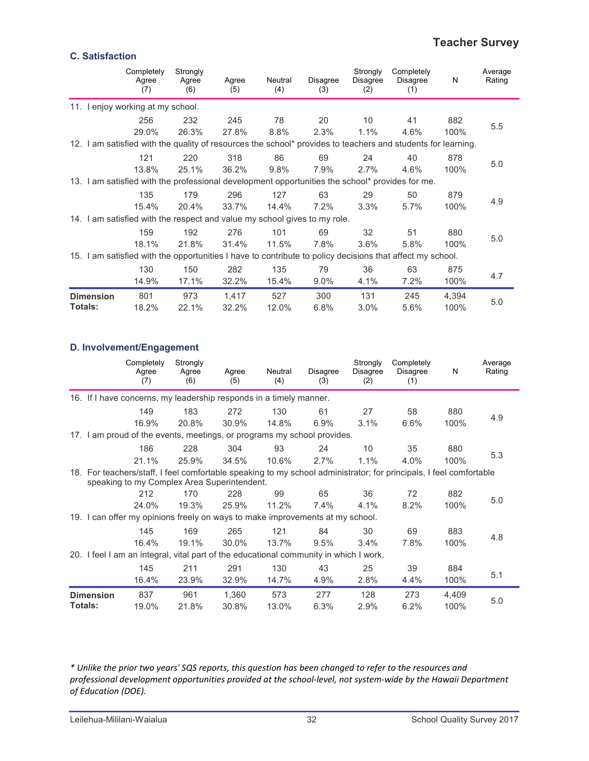## Teacher Survey

### C. Satisfaction

| | Completely Agree (7) | Strongly Agree (6) | Agree (5) | Neutral (4) | Disagree (3) | Strongly Disagree (2) | Completely Disagree (1) | N | Average Rating |
|---|---|---|---|---|---|---|---|---|---|
| 11. I enjoy working at my school. | | | | | | | | | |
| | 256 | 232 | 245 | 78 | 20 | 10 | 41 | 882 | 5.5 |
| | 29.0% | 26.3% | 27.8% | 8.8% | 2.3% | 1.1% | 4.6% | 100% | |
| 12. I am satisfied with the quality of resources the school* provides to teachers and students for learning. | | | | | | | | | |
| | 121 | 220 | 318 | 86 | 69 | 24 | 40 | 878 | 5.0 |
| | 13.8% | 25.1% | 36.2% | 9.8% | 7.9% | 2.7% | 4.6% | 100% | |
| 13. I am satisfied with the professional development opportunities the school* provides for me. | | | | | | | | | |
| | 135 | 179 | 296 | 127 | 63 | 29 | 50 | 879 | 4.9 |
| | 15.4% | 20.4% | 33.7% | 14.4% | 7.2% | 3.3% | 5.7% | 100% | |
| 14. I am satisfied with the respect and value my school gives to my role. | | | | | | | | | |
| | 159 | 192 | 276 | 101 | 69 | 32 | 51 | 880 | 5.0 |
| | 18.1% | 21.8% | 31.4% | 11.5% | 7.8% | 3.6% | 5.8% | 100% | |
| 15. I am satisfied with the opportunities I have to contribute to policy decisions that affect my school. | | | | | | | | | |
| | 130 | 150 | 282 | 135 | 79 | 36 | 63 | 875 | 4.7 |
| | 14.9% | 17.1% | 32.2% | 15.4% | 9.0% | 4.1% | 7.2% | 100% | |
| **Dimension Totals:** | 801 | 973 | 1,417 | 527 | 300 | 131 | 245 | 4,394 | 5.0 |
| | 18.2% | 22.1% | 32.2% | 12.0% | 6.8% | 3.0% | 5.6% | 100% | |

### D. Involvement/Engagement

| | Completely Agree (7) | Strongly Agree (6) | Agree (5) | Neutral (4) | Disagree (3) | Strongly Disagree (2) | Completely Disagree (1) | N | Average Rating |
|---|---|---|---|---|---|---|---|---|---|
| 16. If I have concerns, my leadership responds in a timely manner. | | | | | | | | | |
| | 149 | 183 | 272 | 130 | 61 | 27 | 58 | 880 | 4.9 |
| | 16.9% | 20.8% | 30.9% | 14.8% | 6.9% | 3.1% | 6.6% | 100% | |
| 17. I am proud of the events, meetings, or programs my school provides. | | | | | | | | | |
| | 186 | 228 | 304 | 93 | 24 | 10 | 35 | 880 | 5.3 |
| | 21.1% | 25.9% | 34.5% | 10.6% | 2.7% | 1.1% | 4.0% | 100% | |
| 18. For teachers/staff, I feel comfortable speaking to my school administrator; for principals, I feel comfortable speaking to my Complex Area Superintendent. | | | | | | | | | |
| | 212 | 170 | 228 | 99 | 65 | 36 | 72 | 882 | 5.0 |
| | 24.0% | 19.3% | 25.9% | 11.2% | 7.4% | 4.1% | 8.2% | 100% | |
| 19. I can offer my opinions freely on ways to make improvements at my school. | | | | | | | | | |
| | 145 | 169 | 265 | 121 | 84 | 30 | 69 | 883 | 4.8 |
| | 16.4% | 19.1% | 30.0% | 13.7% | 9.5% | 3.4% | 7.8% | 100% | |
| 20. I feel I am an integral, vital part of the educational community in which I work. | | | | | | | | | |
| | 145 | 211 | 291 | 130 | 43 | 25 | 39 | 884 | 5.1 |
| | 16.4% | 23.9% | 32.9% | 14.7% | 4.9% | 2.8% | 4.4% | 100% | |
| **Dimension Totals:** | 837 | 961 | 1,360 | 573 | 277 | 128 | 273 | 4,409 | 5.0 |
| | 19.0% | 21.8% | 30.8% | 13.0% | 6.3% | 2.9% | 6.2% | 100% | |

*\* Unlike the prior two years' SQS reports, this question has been changed to refer to the resources and professional development opportunities provided at the school-level, not system-wide by the Hawaii Department of Education (DOE).*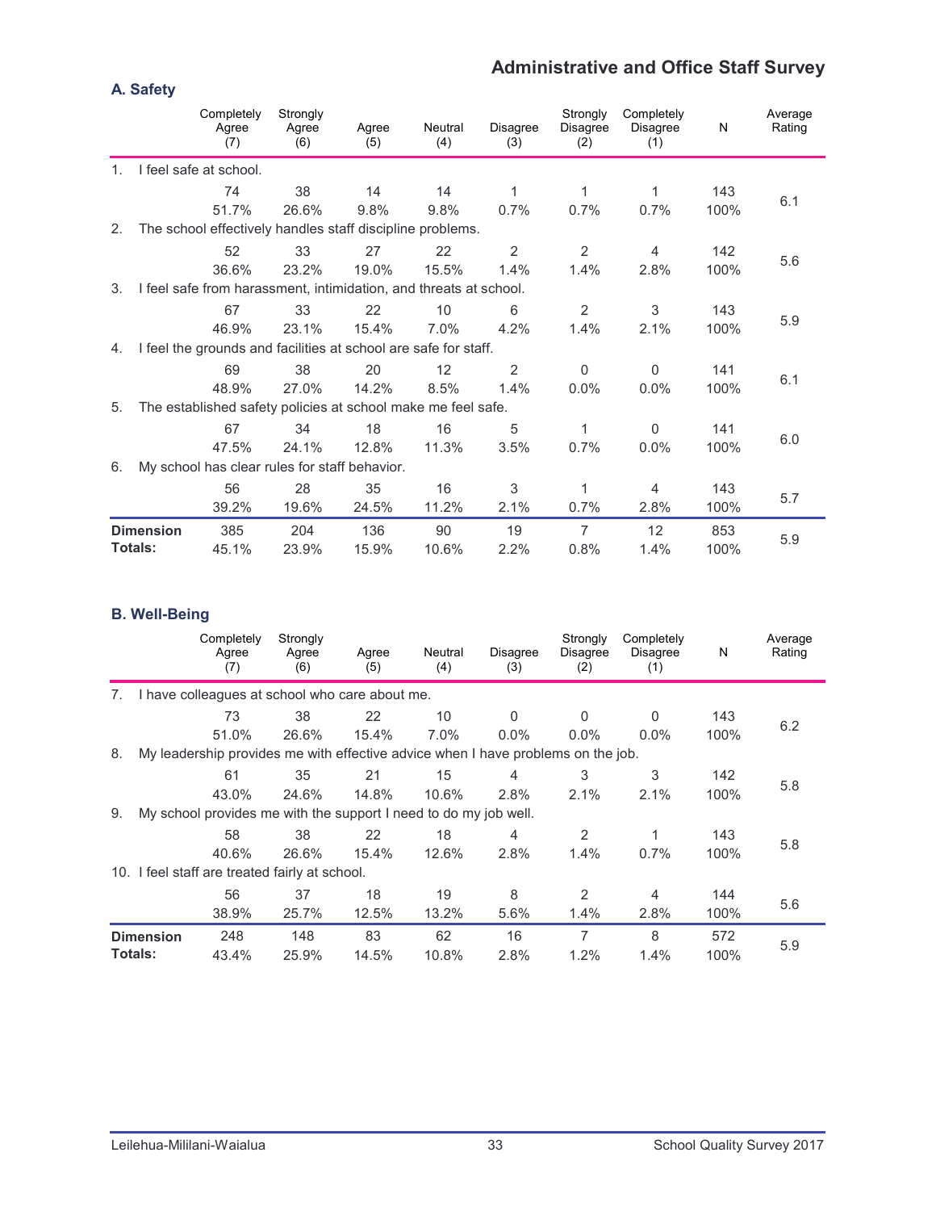## Administrative and Office Staff Survey

### A. Safety

| | Completely Agree (7) | Strongly Agree (6) | Agree (5) | Neutral (4) | Disagree (3) | Strongly Disagree (2) | Completely Disagree (1) | N | Average Rating |
|---|---|---|---|---|---|---|---|---|---|
| 1. I feel safe at school. | | | | | | | | | |
| | 74 | 38 | 14 | 14 | 1 | 1 | 1 | 143 | 6.1 |
| | 51.7% | 26.6% | 9.8% | 9.8% | 0.7% | 0.7% | 0.7% | 100% | |
| 2. The school effectively handles staff discipline problems. | | | | | | | | | |
| | 52 | 33 | 27 | 22 | 2 | 2 | 4 | 142 | 5.6 |
| | 36.6% | 23.2% | 19.0% | 15.5% | 1.4% | 1.4% | 2.8% | 100% | |
| 3. I feel safe from harassment, intimidation, and threats at school. | | | | | | | | | |
| | 67 | 33 | 22 | 10 | 6 | 2 | 3 | 143 | 5.9 |
| | 46.9% | 23.1% | 15.4% | 7.0% | 4.2% | 1.4% | 2.1% | 100% | |
| 4. I feel the grounds and facilities at school are safe for staff. | | | | | | | | | |
| | 69 | 38 | 20 | 12 | 2 | 0 | 0 | 141 | 6.1 |
| | 48.9% | 27.0% | 14.2% | 8.5% | 1.4% | 0.0% | 0.0% | 100% | |
| 5. The established safety policies at school make me feel safe. | | | | | | | | | |
| | 67 | 34 | 18 | 16 | 5 | 1 | 0 | 141 | 6.0 |
| | 47.5% | 24.1% | 12.8% | 11.3% | 3.5% | 0.7% | 0.0% | 100% | |
| 6. My school has clear rules for staff behavior. | | | | | | | | | |
| | 56 | 28 | 35 | 16 | 3 | 1 | 4 | 143 | 5.7 |
| | 39.2% | 19.6% | 24.5% | 11.2% | 2.1% | 0.7% | 2.8% | 100% | |
| **Dimension Totals:** | 385 | 204 | 136 | 90 | 19 | 7 | 12 | 853 | 5.9 |
| | 45.1% | 23.9% | 15.9% | 10.6% | 2.2% | 0.8% | 1.4% | 100% | |

### B. Well-Being

| | Completely Agree (7) | Strongly Agree (6) | Agree (5) | Neutral (4) | Disagree (3) | Strongly Disagree (2) | Completely Disagree (1) | N | Average Rating |
|---|---|---|---|---|---|---|---|---|---|
| 7. I have colleagues at school who care about me. | | | | | | | | | |
| | 73 | 38 | 22 | 10 | 0 | 0 | 0 | 143 | 6.2 |
| | 51.0% | 26.6% | 15.4% | 7.0% | 0.0% | 0.0% | 0.0% | 100% | |
| 8. My leadership provides me with effective advice when I have problems on the job. | | | | | | | | | |
| | 61 | 35 | 21 | 15 | 4 | 3 | 3 | 142 | 5.8 |
| | 43.0% | 24.6% | 14.8% | 10.6% | 2.8% | 2.1% | 2.1% | 100% | |
| 9. My school provides me with the support I need to do my job well. | | | | | | | | | |
| | 58 | 38 | 22 | 18 | 4 | 2 | 1 | 143 | 5.8 |
| | 40.6% | 26.6% | 15.4% | 12.6% | 2.8% | 1.4% | 0.7% | 100% | |
| 10. I feel staff are treated fairly at school. | | | | | | | | | |
| | 56 | 37 | 18 | 19 | 8 | 2 | 4 | 144 | 5.6 |
| | 38.9% | 25.7% | 12.5% | 13.2% | 5.6% | 1.4% | 2.8% | 100% | |
| **Dimension Totals:** | 248 | 148 | 83 | 62 | 16 | 7 | 8 | 572 | 5.9 |
| | 43.4% | 25.9% | 14.5% | 10.8% | 2.8% | 1.2% | 1.4% | 100% | |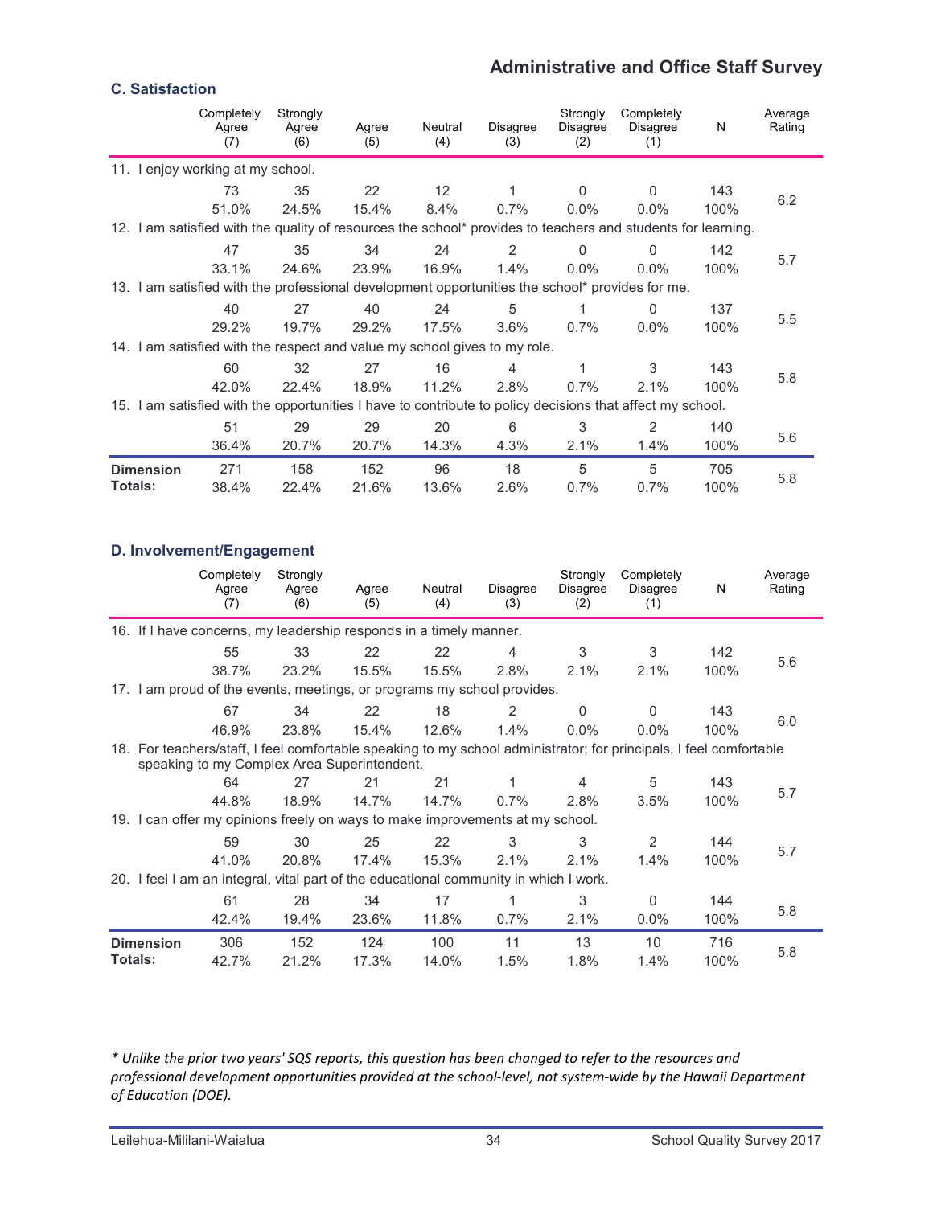## Administrative and Office Staff Survey

### C. Satisfaction

| | Completely Agree (7) | Strongly Agree (6) | Agree (5) | Neutral (4) | Disagree (3) | Strongly Disagree (2) | Completely Disagree (1) | N | Average Rating |
|---|---|---|---|---|---|---|---|---|---|
| 11. I enjoy working at my school. | | | | | | | | | |
| | 73 | 35 | 22 | 12 | 1 | 0 | 0 | 143 | 6.2 |
| | 51.0% | 24.5% | 15.4% | 8.4% | 0.7% | 0.0% | 0.0% | 100% | |
| 12. I am satisfied with the quality of resources the school* provides to teachers and students for learning. | | | | | | | | | |
| | 47 | 35 | 34 | 24 | 2 | 0 | 0 | 142 | 5.7 |
| | 33.1% | 24.6% | 23.9% | 16.9% | 1.4% | 0.0% | 0.0% | 100% | |
| 13. I am satisfied with the professional development opportunities the school* provides for me. | | | | | | | | | |
| | 40 | 27 | 40 | 24 | 5 | 1 | 0 | 137 | 5.5 |
| | 29.2% | 19.7% | 29.2% | 17.5% | 3.6% | 0.7% | 0.0% | 100% | |
| 14. I am satisfied with the respect and value my school gives to my role. | | | | | | | | | |
| | 60 | 32 | 27 | 16 | 4 | 1 | 3 | 143 | 5.8 |
| | 42.0% | 22.4% | 18.9% | 11.2% | 2.8% | 0.7% | 2.1% | 100% | |
| 15. I am satisfied with the opportunities I have to contribute to policy decisions that affect my school. | | | | | | | | | |
| | 51 | 29 | 29 | 20 | 6 | 3 | 2 | 140 | 5.6 |
| | 36.4% | 20.7% | 20.7% | 14.3% | 4.3% | 2.1% | 1.4% | 100% | |
| **Dimension Totals:** | 271 | 158 | 152 | 96 | 18 | 5 | 5 | 705 | 5.8 |
| | 38.4% | 22.4% | 21.6% | 13.6% | 2.6% | 0.7% | 0.7% | 100% | |

### D. Involvement/Engagement

| | Completely Agree (7) | Strongly Agree (6) | Agree (5) | Neutral (4) | Disagree (3) | Strongly Disagree (2) | Completely Disagree (1) | N | Average Rating |
|---|---|---|---|---|---|---|---|---|---|
| 16. If I have concerns, my leadership responds in a timely manner. | | | | | | | | | |
| | 55 | 33 | 22 | 22 | 4 | 3 | 3 | 142 | 5.6 |
| | 38.7% | 23.2% | 15.5% | 15.5% | 2.8% | 2.1% | 2.1% | 100% | |
| 17. I am proud of the events, meetings, or programs my school provides. | | | | | | | | | |
| | 67 | 34 | 22 | 18 | 2 | 0 | 0 | 143 | 6.0 |
| | 46.9% | 23.8% | 15.4% | 12.6% | 1.4% | 0.0% | 0.0% | 100% | |
| 18. For teachers/staff, I feel comfortable speaking to my school administrator; for principals, I feel comfortable speaking to my Complex Area Superintendent. | | | | | | | | | |
| | 64 | 27 | 21 | 21 | 1 | 4 | 5 | 143 | 5.7 |
| | 44.8% | 18.9% | 14.7% | 14.7% | 0.7% | 2.8% | 3.5% | 100% | |
| 19. I can offer my opinions freely on ways to make improvements at my school. | | | | | | | | | |
| | 59 | 30 | 25 | 22 | 3 | 3 | 2 | 144 | 5.7 |
| | 41.0% | 20.8% | 17.4% | 15.3% | 2.1% | 2.1% | 1.4% | 100% | |
| 20. I feel I am an integral, vital part of the educational community in which I work. | | | | | | | | | |
| | 61 | 28 | 34 | 17 | 1 | 3 | 0 | 144 | 5.8 |
| | 42.4% | 19.4% | 23.6% | 11.8% | 0.7% | 2.1% | 0.0% | 100% | |
| **Dimension Totals:** | 306 | 152 | 124 | 100 | 11 | 13 | 10 | 716 | 5.8 |
| | 42.7% | 21.2% | 17.3% | 14.0% | 1.5% | 1.8% | 1.4% | 100% | |

*\* Unlike the prior two years' SQS reports, this question has been changed to refer to the resources and professional development opportunities provided at the school-level, not system-wide by the Hawaii Department of Education (DOE).*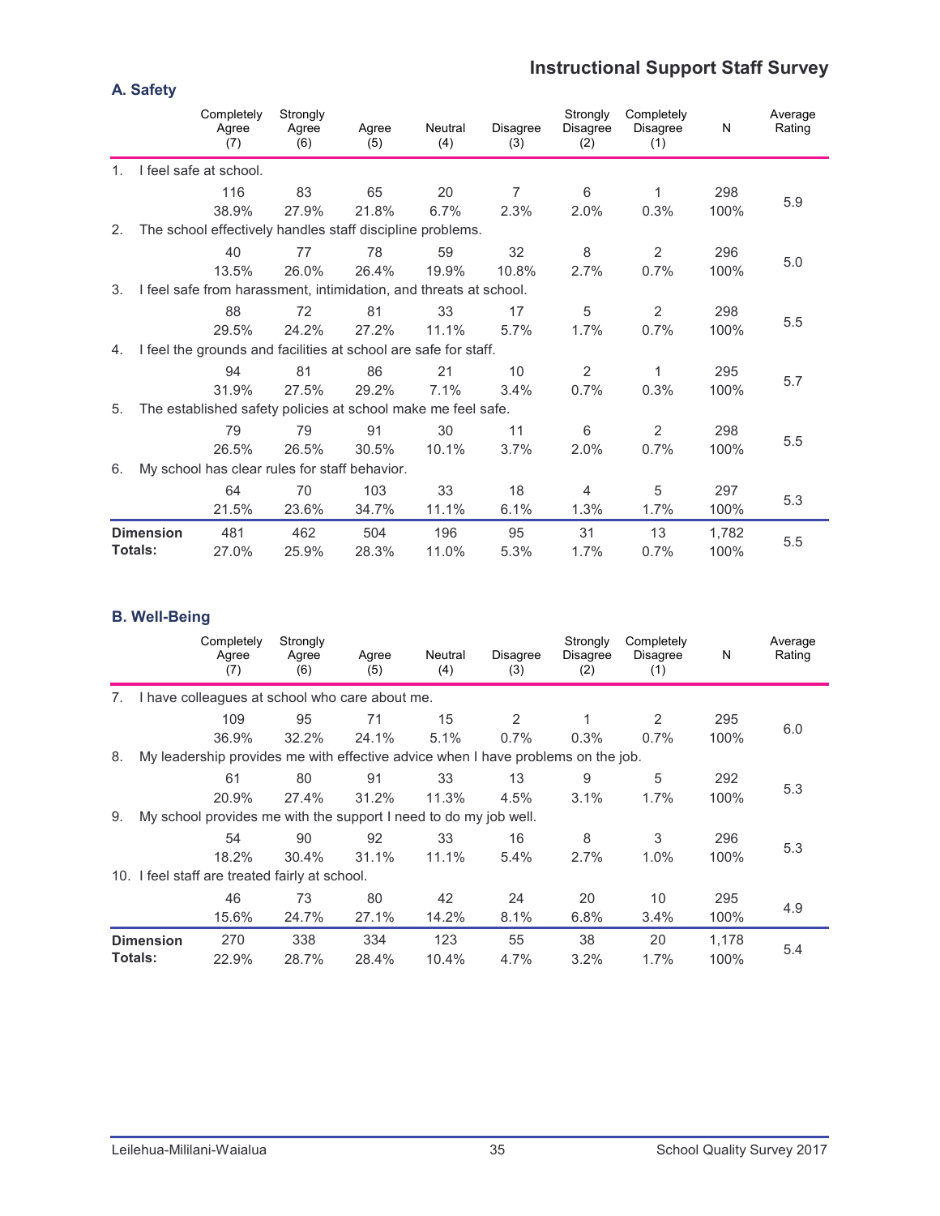# Instructional Support Staff Survey

## A. Safety

| | Completely Agree (7) | Strongly Agree (6) | Agree (5) | Neutral (4) | Disagree (3) | Strongly Disagree (2) | Completely Disagree (1) | N | Average Rating |
|---|---|---|---|---|---|---|---|---|---|
| 1. I feel safe at school. | | | | | | | | | |
| | 116 | 83 | 65 | 20 | 7 | 6 | 1 | 298 | 5.9 |
| | 38.9% | 27.9% | 21.8% | 6.7% | 2.3% | 2.0% | 0.3% | 100% | |
| 2. The school effectively handles staff discipline problems. | | | | | | | | | |
| | 40 | 77 | 78 | 59 | 32 | 8 | 2 | 296 | 5.0 |
| | 13.5% | 26.0% | 26.4% | 19.9% | 10.8% | 2.7% | 0.7% | 100% | |
| 3. I feel safe from harassment, intimidation, and threats at school. | | | | | | | | | |
| | 88 | 72 | 81 | 33 | 17 | 5 | 2 | 298 | 5.5 |
| | 29.5% | 24.2% | 27.2% | 11.1% | 5.7% | 1.7% | 0.7% | 100% | |
| 4. I feel the grounds and facilities at school are safe for staff. | | | | | | | | | |
| | 94 | 81 | 86 | 21 | 10 | 2 | 1 | 295 | 5.7 |
| | 31.9% | 27.5% | 29.2% | 7.1% | 3.4% | 0.7% | 0.3% | 100% | |
| 5. The established safety policies at school make me feel safe. | | | | | | | | | |
| | 79 | 79 | 91 | 30 | 11 | 6 | 2 | 298 | 5.5 |
| | 26.5% | 26.5% | 30.5% | 10.1% | 3.7% | 2.0% | 0.7% | 100% | |
| 6. My school has clear rules for staff behavior. | | | | | | | | | |
| | 64 | 70 | 103 | 33 | 18 | 4 | 5 | 297 | 5.3 |
| | 21.5% | 23.6% | 34.7% | 11.1% | 6.1% | 1.3% | 1.7% | 100% | |
| **Dimension Totals:** | 481 | 462 | 504 | 196 | 95 | 31 | 13 | 1,782 | 5.5 |
| | 27.0% | 25.9% | 28.3% | 11.0% | 5.3% | 1.7% | 0.7% | 100% | |

## B. Well-Being

| | Completely Agree (7) | Strongly Agree (6) | Agree (5) | Neutral (4) | Disagree (3) | Strongly Disagree (2) | Completely Disagree (1) | N | Average Rating |
|---|---|---|---|---|---|---|---|---|---|
| 7. I have colleagues at school who care about me. | | | | | | | | | |
| | 109 | 95 | 71 | 15 | 2 | 1 | 2 | 295 | 6.0 |
| | 36.9% | 32.2% | 24.1% | 5.1% | 0.7% | 0.3% | 0.7% | 100% | |
| 8. My leadership provides me with effective advice when I have problems on the job. | | | | | | | | | |
| | 61 | 80 | 91 | 33 | 13 | 9 | 5 | 292 | 5.3 |
| | 20.9% | 27.4% | 31.2% | 11.3% | 4.5% | 3.1% | 1.7% | 100% | |
| 9. My school provides me with the support I need to do my job well. | | | | | | | | | |
| | 54 | 90 | 92 | 33 | 16 | 8 | 3 | 296 | 5.3 |
| | 18.2% | 30.4% | 31.1% | 11.1% | 5.4% | 2.7% | 1.0% | 100% | |
| 10. I feel staff are treated fairly at school. | | | | | | | | | |
| | 46 | 73 | 80 | 42 | 24 | 20 | 10 | 295 | 4.9 |
| | 15.6% | 24.7% | 27.1% | 14.2% | 8.1% | 6.8% | 3.4% | 100% | |
| **Dimension Totals:** | 270 | 338 | 334 | 123 | 55 | 38 | 20 | 1,178 | 5.4 |
| | 22.9% | 28.7% | 28.4% | 10.4% | 4.7% | 3.2% | 1.7% | 100% | |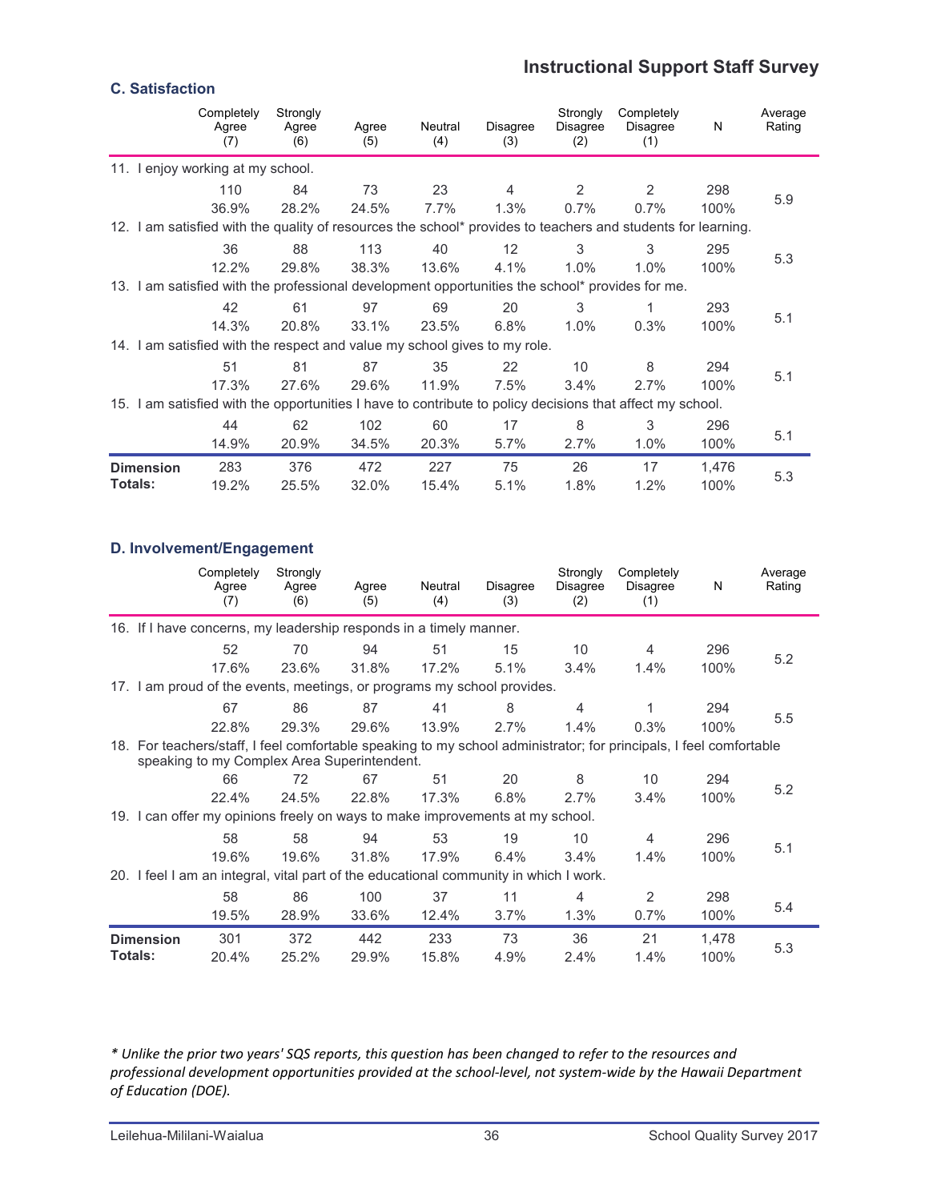## Instructional Support Staff Survey

### C. Satisfaction

| | Completely Agree (7) | Strongly Agree (6) | Agree (5) | Neutral (4) | Disagree (3) | Strongly Disagree (2) | Completely Disagree (1) | N | Average Rating |
|---|---|---|---|---|---|---|---|---|---|
| 11. I enjoy working at my school. | | | | | | | | | |
| | 110 | 84 | 73 | 23 | 4 | 2 | 2 | 298 | 5.9 |
| | 36.9% | 28.2% | 24.5% | 7.7% | 1.3% | 0.7% | 0.7% | 100% | |
| 12. I am satisfied with the quality of resources the school* provides to teachers and students for learning. | | | | | | | | | |
| | 36 | 88 | 113 | 40 | 12 | 3 | 3 | 295 | 5.3 |
| | 12.2% | 29.8% | 38.3% | 13.6% | 4.1% | 1.0% | 1.0% | 100% | |
| 13. I am satisfied with the professional development opportunities the school* provides for me. | | | | | | | | | |
| | 42 | 61 | 97 | 69 | 20 | 3 | 1 | 293 | 5.1 |
| | 14.3% | 20.8% | 33.1% | 23.5% | 6.8% | 1.0% | 0.3% | 100% | |
| 14. I am satisfied with the respect and value my school gives to my role. | | | | | | | | | |
| | 51 | 81 | 87 | 35 | 22 | 10 | 8 | 294 | 5.1 |
| | 17.3% | 27.6% | 29.6% | 11.9% | 7.5% | 3.4% | 2.7% | 100% | |
| 15. I am satisfied with the opportunities I have to contribute to policy decisions that affect my school. | | | | | | | | | |
| | 44 | 62 | 102 | 60 | 17 | 8 | 3 | 296 | 5.1 |
| | 14.9% | 20.9% | 34.5% | 20.3% | 5.7% | 2.7% | 1.0% | 100% | |
| **Dimension Totals:** | 283 | 376 | 472 | 227 | 75 | 26 | 17 | 1,476 | 5.3 |
| | 19.2% | 25.5% | 32.0% | 15.4% | 5.1% | 1.8% | 1.2% | 100% | |

### D. Involvement/Engagement

| | Completely Agree (7) | Strongly Agree (6) | Agree (5) | Neutral (4) | Disagree (3) | Strongly Disagree (2) | Completely Disagree (1) | N | Average Rating |
|---|---|---|---|---|---|---|---|---|---|
| 16. If I have concerns, my leadership responds in a timely manner. | | | | | | | | | |
| | 52 | 70 | 94 | 51 | 15 | 10 | 4 | 296 | 5.2 |
| | 17.6% | 23.6% | 31.8% | 17.2% | 5.1% | 3.4% | 1.4% | 100% | |
| 17. I am proud of the events, meetings, or programs my school provides. | | | | | | | | | |
| | 67 | 86 | 87 | 41 | 8 | 4 | 1 | 294 | 5.5 |
| | 22.8% | 29.3% | 29.6% | 13.9% | 2.7% | 1.4% | 0.3% | 100% | |
| 18. For teachers/staff, I feel comfortable speaking to my school administrator; for principals, I feel comfortable speaking to my Complex Area Superintendent. | | | | | | | | | |
| | 66 | 72 | 67 | 51 | 20 | 8 | 10 | 294 | 5.2 |
| | 22.4% | 24.5% | 22.8% | 17.3% | 6.8% | 2.7% | 3.4% | 100% | |
| 19. I can offer my opinions freely on ways to make improvements at my school. | | | | | | | | | |
| | 58 | 58 | 94 | 53 | 19 | 10 | 4 | 296 | 5.1 |
| | 19.6% | 19.6% | 31.8% | 17.9% | 6.4% | 3.4% | 1.4% | 100% | |
| 20. I feel I am an integral, vital part of the educational community in which I work. | | | | | | | | | |
| | 58 | 86 | 100 | 37 | 11 | 4 | 2 | 298 | 5.4 |
| | 19.5% | 28.9% | 33.6% | 12.4% | 3.7% | 1.3% | 0.7% | 100% | |
| **Dimension Totals:** | 301 | 372 | 442 | 233 | 73 | 36 | 21 | 1,478 | 5.3 |
| | 20.4% | 25.2% | 29.9% | 15.8% | 4.9% | 2.4% | 1.4% | 100% | |

*\* Unlike the prior two years' SQS reports, this question has been changed to refer to the resources and professional development opportunities provided at the school-level, not system-wide by the Hawaii Department of Education (DOE).*